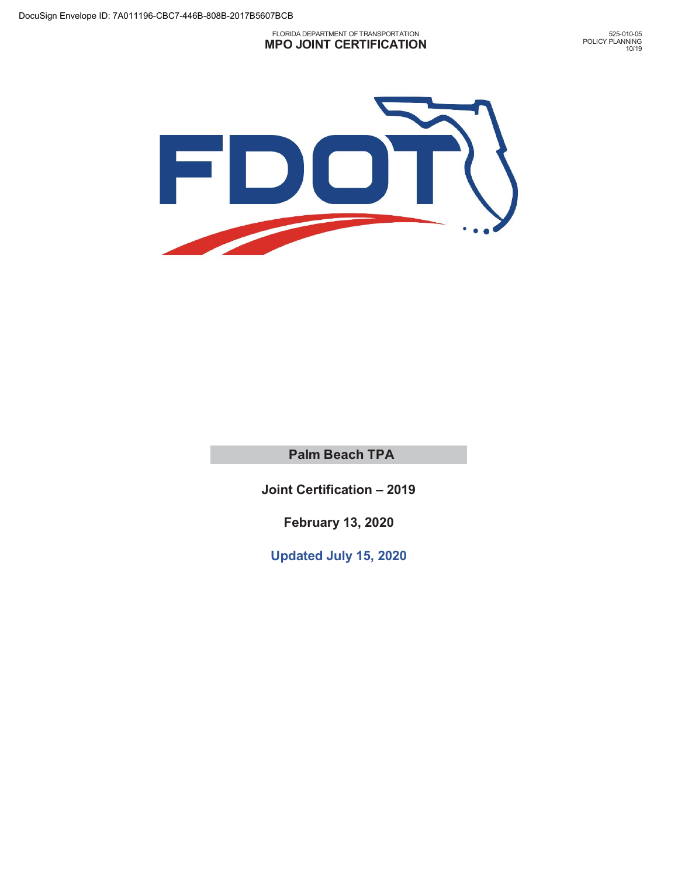DocuSign Envelope ID: 7A011196-CBC7-446B-808B-2017B5607BCB

FLORIDA DEPARTMENT OF TRANSPORTATION
**MPO JOINT CERTIFICATION**

525-010-05
POLICY PLANNING
10/19

# Palm Beach TPA

**Joint Certification – 2019**

**February 13, 2020**

**Updated July 15, 2020**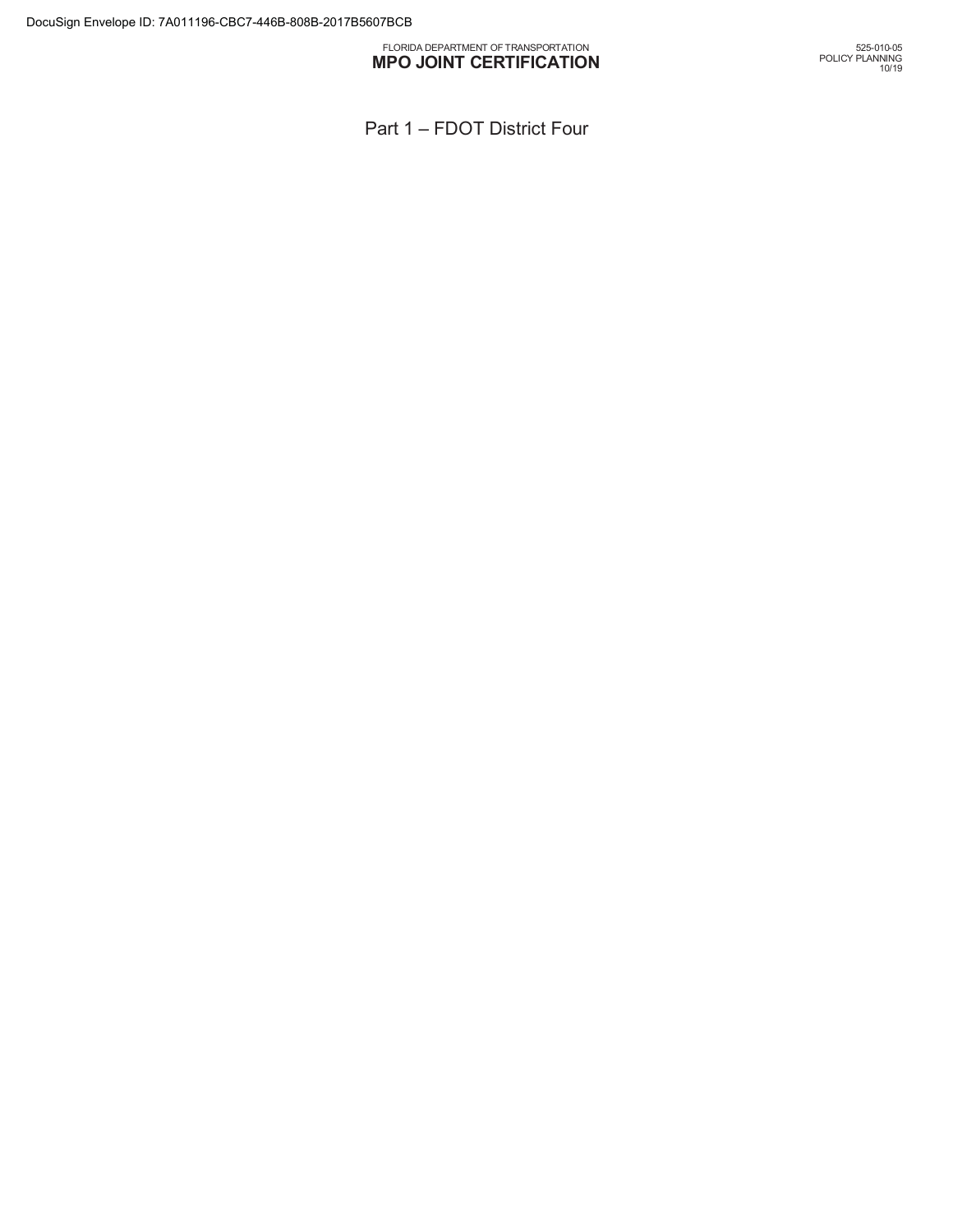# Part 1 – FDOT District Four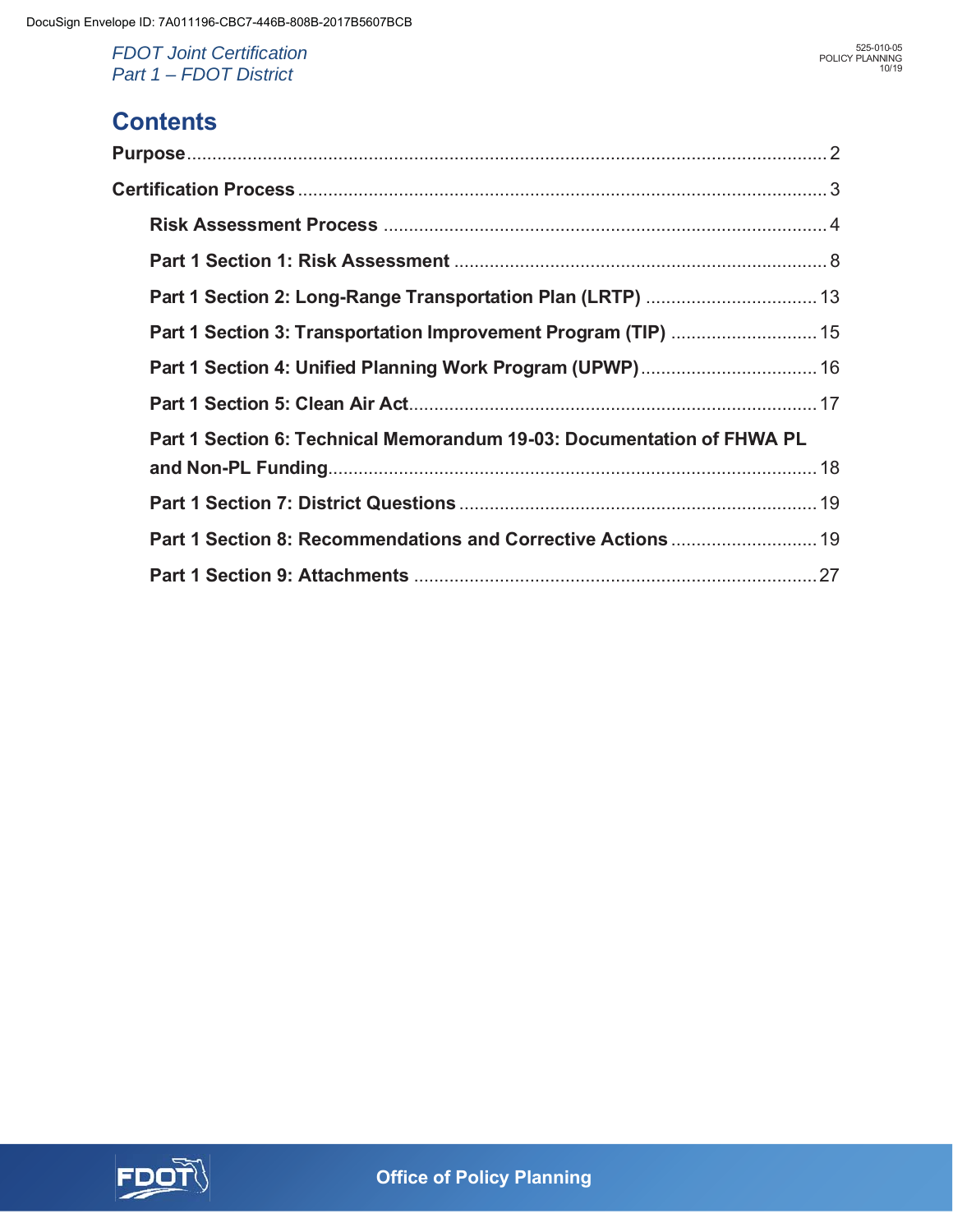# Contents

**Purpose** .................................................................................................................... 2

**Certification Process** ................................................................................................ 3

- **Risk Assessment Process** ....................................................................................... 4
- **Part 1 Section 1: Risk Assessment** ......................................................................... 8
- **Part 1 Section 2: Long-Range Transportation Plan (LRTP)** .................................... 13
- **Part 1 Section 3: Transportation Improvement Program (TIP)** ............................... 15
- **Part 1 Section 4: Unified Planning Work Program (UPWP)** .................................... 16
- **Part 1 Section 5: Clean Air Act** ............................................................................... 17
- **Part 1 Section 6: Technical Memorandum 19-03: Documentation of FHWA PL and Non-PL Funding** ............................................................................................... 18
- **Part 1 Section 7: District Questions** ........................................................................ 19
- **Part 1 Section 8: Recommendations and Corrective Actions** ................................ 19
- **Part 1 Section 9: Attachments** ............................................................................... 27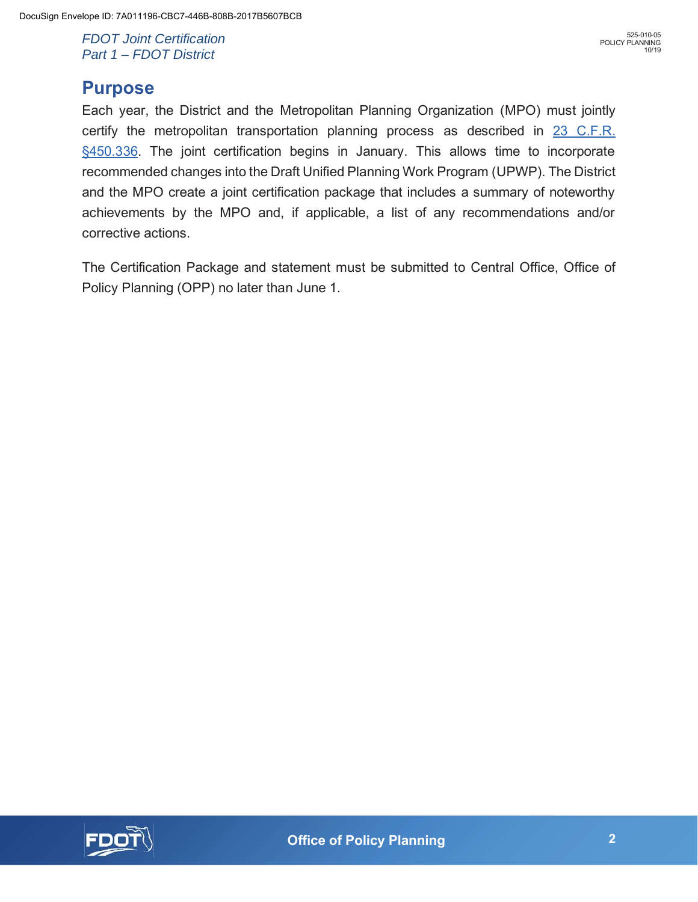# Purpose

Each year, the District and the Metropolitan Planning Organization (MPO) must jointly certify the metropolitan transportation planning process as described in 23 C.F.R. §450.336. The joint certification begins in January. This allows time to incorporate recommended changes into the Draft Unified Planning Work Program (UPWP). The District and the MPO create a joint certification package that includes a summary of noteworthy achievements by the MPO and, if applicable, a list of any recommendations and/or corrective actions.

The Certification Package and statement must be submitted to Central Office, Office of Policy Planning (OPP) no later than June 1.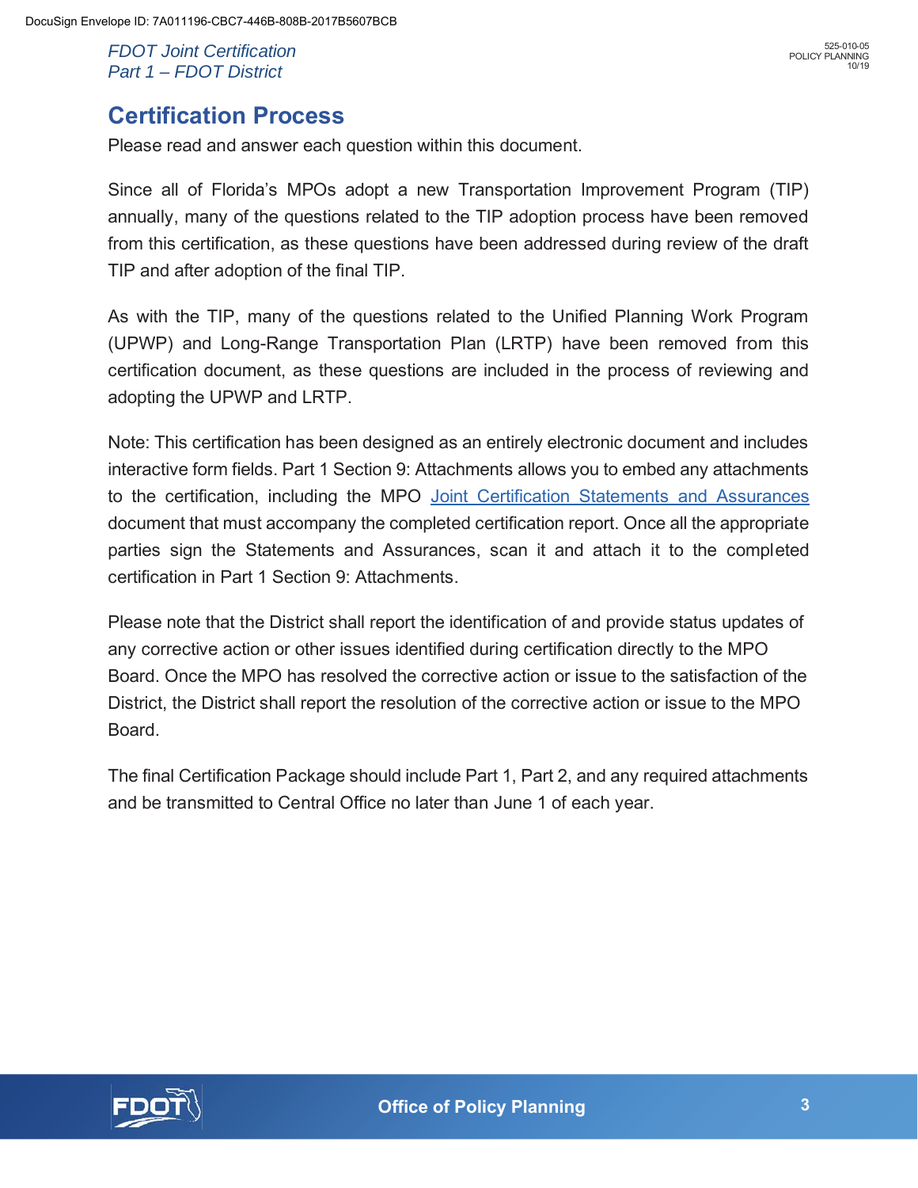## Certification Process

Please read and answer each question within this document.

Since all of Florida's MPOs adopt a new Transportation Improvement Program (TIP) annually, many of the questions related to the TIP adoption process have been removed from this certification, as these questions have been addressed during review of the draft TIP and after adoption of the final TIP.

As with the TIP, many of the questions related to the Unified Planning Work Program (UPWP) and Long-Range Transportation Plan (LRTP) have been removed from this certification document, as these questions are included in the process of reviewing and adopting the UPWP and LRTP.

Note: This certification has been designed as an entirely electronic document and includes interactive form fields. Part 1 Section 9: Attachments allows you to embed any attachments to the certification, including the MPO Joint Certification Statements and Assurances document that must accompany the completed certification report. Once all the appropriate parties sign the Statements and Assurances, scan it and attach it to the completed certification in Part 1 Section 9: Attachments.

Please note that the District shall report the identification of and provide status updates of any corrective action or other issues identified during certification directly to the MPO Board. Once the MPO has resolved the corrective action or issue to the satisfaction of the District, the District shall report the resolution of the corrective action or issue to the MPO Board.

The final Certification Package should include Part 1, Part 2, and any required attachments and be transmitted to Central Office no later than June 1 of each year.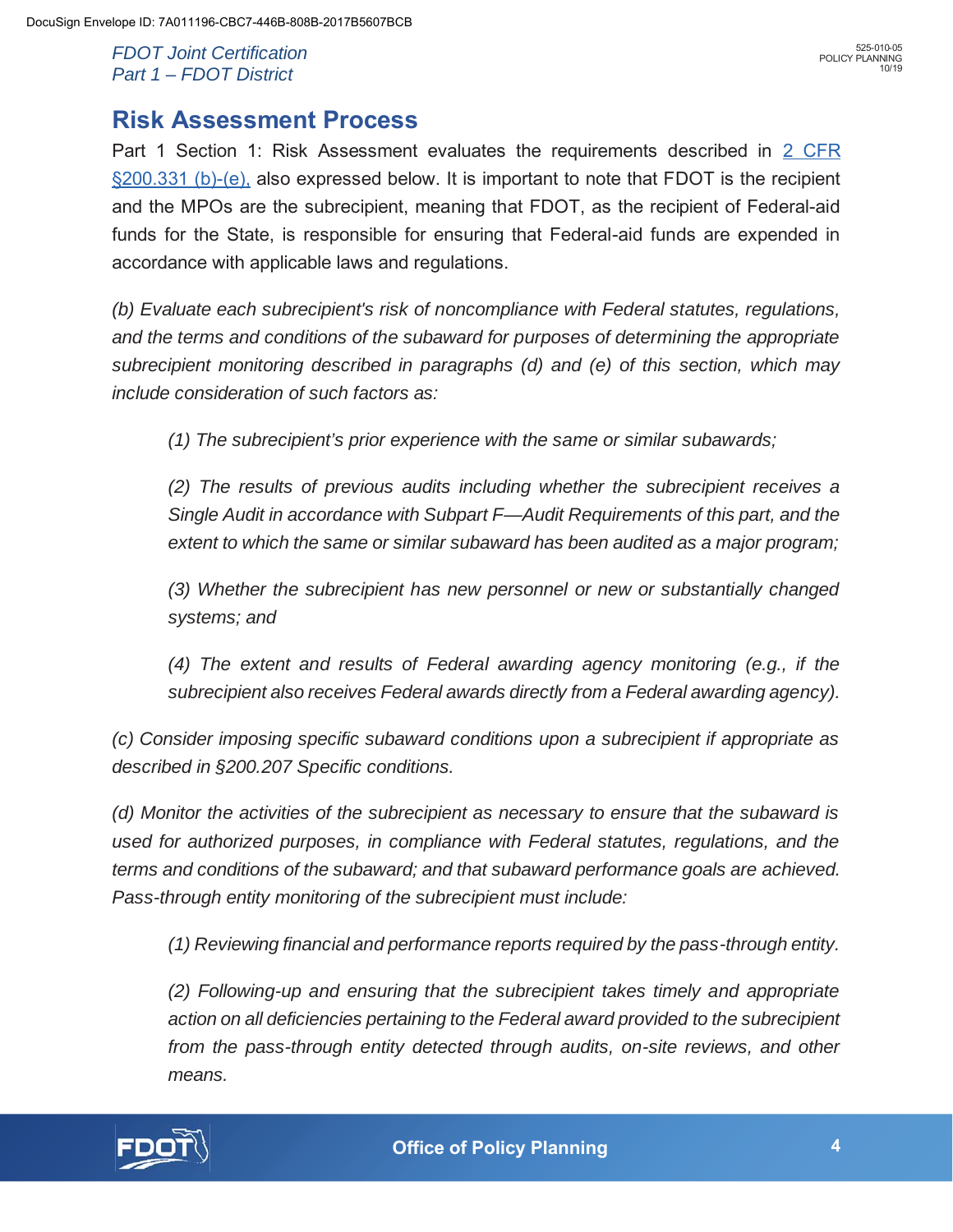## Risk Assessment Process

Part 1 Section 1: Risk Assessment evaluates the requirements described in [2 CFR §200.331 (b)-(e),] also expressed below. It is important to note that FDOT is the recipient and the MPOs are the subrecipient, meaning that FDOT, as the recipient of Federal-aid funds for the State, is responsible for ensuring that Federal-aid funds are expended in accordance with applicable laws and regulations.

*(b) Evaluate each subrecipient's risk of noncompliance with Federal statutes, regulations, and the terms and conditions of the subaward for purposes of determining the appropriate subrecipient monitoring described in paragraphs (d) and (e) of this section, which may include consideration of such factors as:*

> *(1) The subrecipient's prior experience with the same or similar subawards;*
>
> *(2) The results of previous audits including whether the subrecipient receives a Single Audit in accordance with Subpart F—Audit Requirements of this part, and the extent to which the same or similar subaward has been audited as a major program;*
>
> *(3) Whether the subrecipient has new personnel or new or substantially changed systems; and*
>
> *(4) The extent and results of Federal awarding agency monitoring (e.g., if the subrecipient also receives Federal awards directly from a Federal awarding agency).*

*(c) Consider imposing specific subaward conditions upon a subrecipient if appropriate as described in §200.207 Specific conditions.*

*(d) Monitor the activities of the subrecipient as necessary to ensure that the subaward is used for authorized purposes, in compliance with Federal statutes, regulations, and the terms and conditions of the subaward; and that subaward performance goals are achieved. Pass-through entity monitoring of the subrecipient must include:*

> *(1) Reviewing financial and performance reports required by the pass-through entity.*
>
> *(2) Following-up and ensuring that the subrecipient takes timely and appropriate action on all deficiencies pertaining to the Federal award provided to the subrecipient from the pass-through entity detected through audits, on-site reviews, and other means.*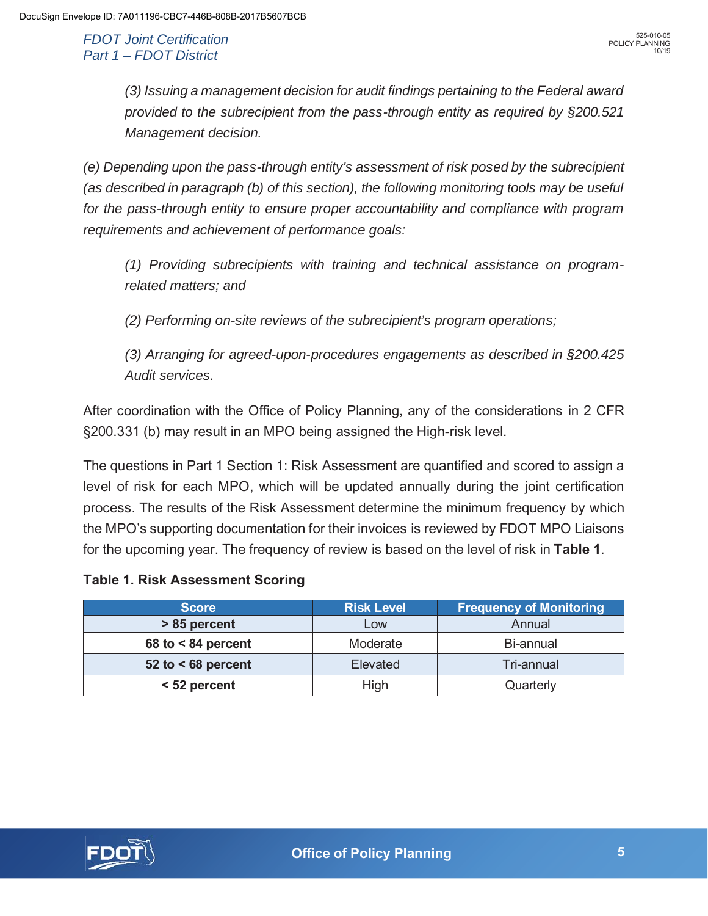*(3) Issuing a management decision for audit findings pertaining to the Federal award provided to the subrecipient from the pass-through entity as required by §200.521 Management decision.*

*(e) Depending upon the pass-through entity's assessment of risk posed by the subrecipient (as described in paragraph (b) of this section), the following monitoring tools may be useful for the pass-through entity to ensure proper accountability and compliance with program requirements and achievement of performance goals:*

*(1) Providing subrecipients with training and technical assistance on program-related matters; and*

*(2) Performing on-site reviews of the subrecipient's program operations;*

*(3) Arranging for agreed-upon-procedures engagements as described in §200.425 Audit services.*

After coordination with the Office of Policy Planning, any of the considerations in 2 CFR §200.331 (b) may result in an MPO being assigned the High-risk level.

The questions in Part 1 Section 1: Risk Assessment are quantified and scored to assign a level of risk for each MPO, which will be updated annually during the joint certification process. The results of the Risk Assessment determine the minimum frequency by which the MPO's supporting documentation for their invoices is reviewed by FDOT MPO Liaisons for the upcoming year. The frequency of review is based on the level of risk in **Table 1**.

**Table 1. Risk Assessment Scoring**

| Score | Risk Level | Frequency of Monitoring |
|---|---|---|
| **> 85 percent** | Low | Annual |
| **68 to < 84 percent** | Moderate | Bi-annual |
| **52 to < 68 percent** | Elevated | Tri-annual |
| **< 52 percent** | High | Quarterly |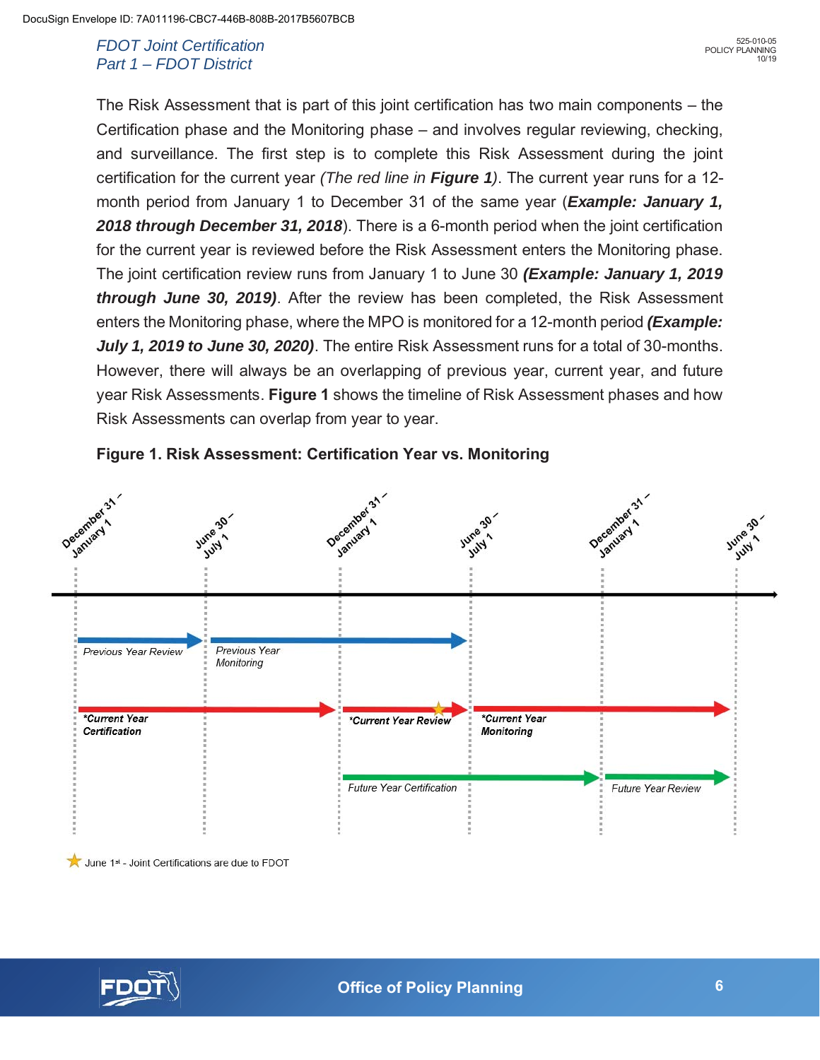The Risk Assessment that is part of this joint certification has two main components – the Certification phase and the Monitoring phase – and involves regular reviewing, checking, and surveillance. The first step is to complete this Risk Assessment during the joint certification for the current year *(The red line in **Figure 1**)*. The current year runs for a 12-month period from January 1 to December 31 of the same year (***Example: January 1, 2018 through December 31, 2018***). There is a 6-month period when the joint certification for the current year is reviewed before the Risk Assessment enters the Monitoring phase. The joint certification review runs from January 1 to June 30 ***(Example: January 1, 2019 through June 30, 2019)***. After the review has been completed, the Risk Assessment enters the Monitoring phase, where the MPO is monitored for a 12-month period ***(Example: July 1, 2019 to June 30, 2020)***. The entire Risk Assessment runs for a total of 30-months. However, there will always be an overlapping of previous year, current year, and future year Risk Assessments. **Figure 1** shows the timeline of Risk Assessment phases and how Risk Assessments can overlap from year to year.

**Figure 1. Risk Assessment: Certification Year vs. Monitoring**

December 31 – January 1 | June 30 – July 1 | December 31 – January 1 | June 30 – July 1 | December 31 – January 1 | June 30 – July 1

*Previous Year Review* | *Previous Year Monitoring*

***Current Year Certification** | ***Current Year Review** | ***Current Year Monitoring**

*Future Year Certification* | *Future Year Review*

★ June 1st - Joint Certifications are due to FDOT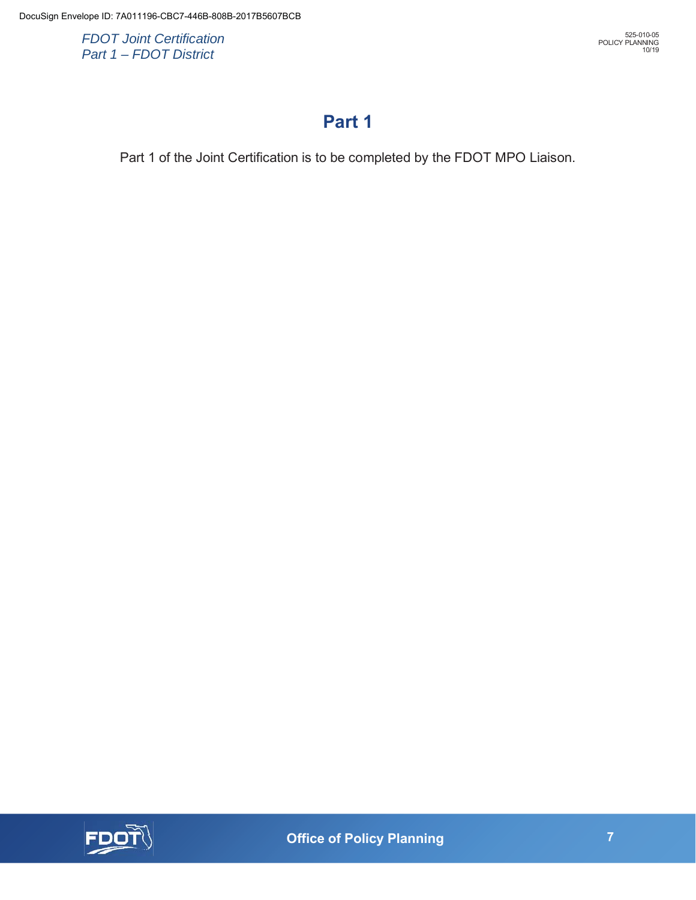# Part 1

Part 1 of the Joint Certification is to be completed by the FDOT MPO Liaison.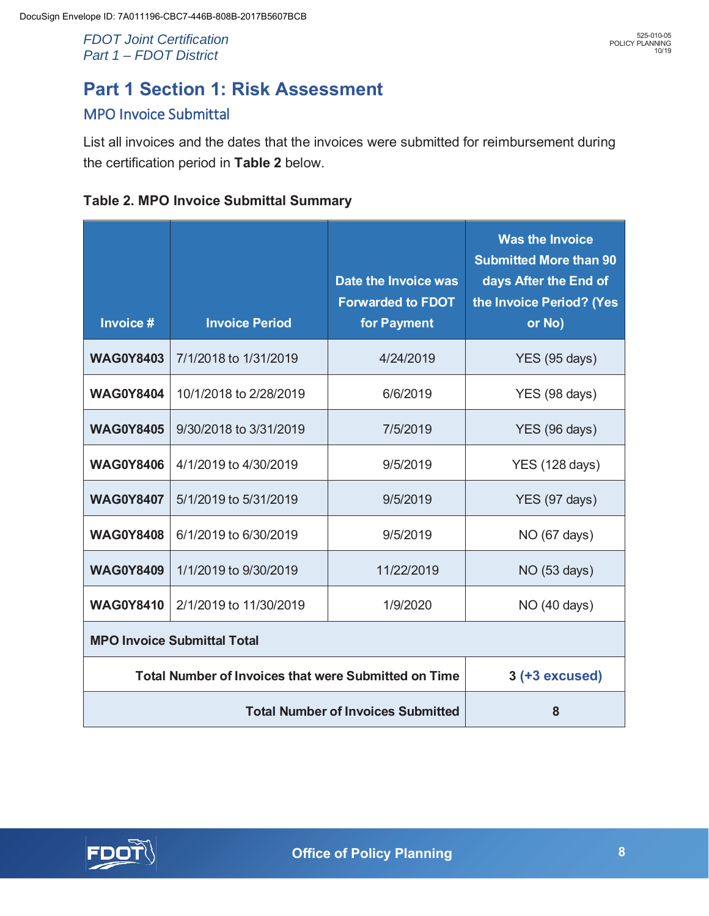# Part 1 Section 1: Risk Assessment

## MPO Invoice Submittal

List all invoices and the dates that the invoices were submitted for reimbursement during the certification period in **Table 2** below.

**Table 2. MPO Invoice Submittal Summary**

| Invoice # | Invoice Period | Date the Invoice was Forwarded to FDOT for Payment | Was the Invoice Submitted More than 90 days After the End of the Invoice Period? (Yes or No) |
|---|---|---|---|
| **WAG0Y8403** | 7/1/2018 to 1/31/2019 | 4/24/2019 | YES (95 days) |
| **WAG0Y8404** | 10/1/2018 to 2/28/2019 | 6/6/2019 | YES (98 days) |
| **WAG0Y8405** | 9/30/2018 to 3/31/2019 | 7/5/2019 | YES (96 days) |
| **WAG0Y8406** | 4/1/2019 to 4/30/2019 | 9/5/2019 | YES (128 days) |
| **WAG0Y8407** | 5/1/2019 to 5/31/2019 | 9/5/2019 | YES (97 days) |
| **WAG0Y8408** | 6/1/2019 to 6/30/2019 | 9/5/2019 | NO (67 days) |
| **WAG0Y8409** | 1/1/2019 to 9/30/2019 | 11/22/2019 | NO (53 days) |
| **WAG0Y8410** | 2/1/2019 to 11/30/2019 | 1/9/2020 | NO (40 days) |
| **MPO Invoice Submittal Total** | | | |
| **Total Number of Invoices that were Submitted on Time** | | | **3 (+3 excused)** |
| **Total Number of Invoices Submitted** | | | **8** |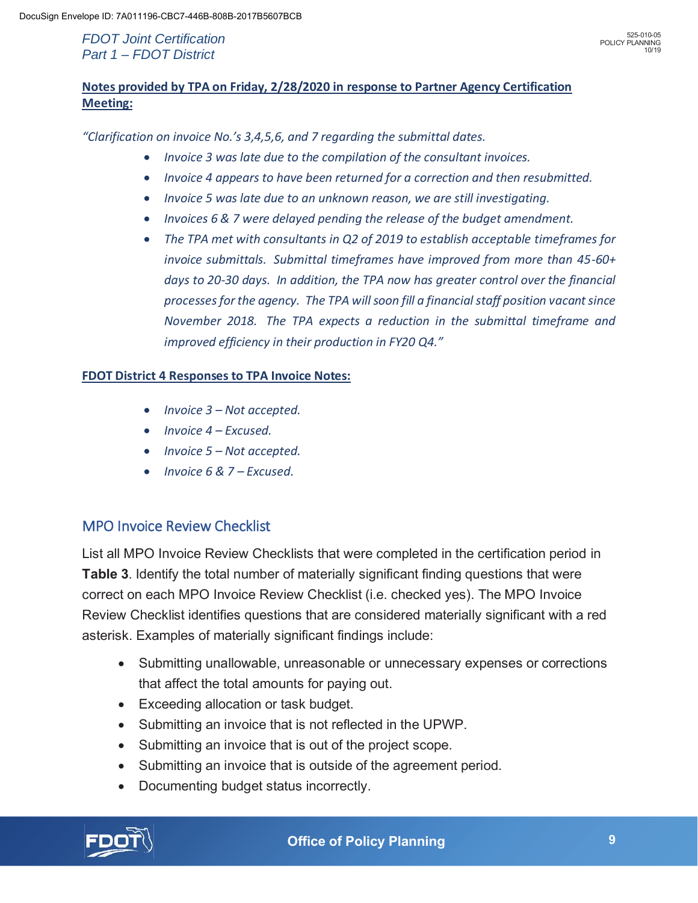**Notes provided by TPA on Friday, 2/28/2020 in response to Partner Agency Certification Meeting:**

*"Clarification on invoice No.'s 3,4,5,6, and 7 regarding the submittal dates.*

- *Invoice 3 was late due to the compilation of the consultant invoices.*
- *Invoice 4 appears to have been returned for a correction and then resubmitted.*
- *Invoice 5 was late due to an unknown reason, we are still investigating.*
- *Invoices 6 & 7 were delayed pending the release of the budget amendment.*
- *The TPA met with consultants in Q2 of 2019 to establish acceptable timeframes for invoice submittals. Submittal timeframes have improved from more than 45-60+ days to 20-30 days. In addition, the TPA now has greater control over the financial processes for the agency. The TPA will soon fill a financial staff position vacant since November 2018. The TPA expects a reduction in the submittal timeframe and improved efficiency in their production in FY20 Q4."*

**FDOT District 4 Responses to TPA Invoice Notes:**

- *Invoice 3 – Not accepted.*
- *Invoice 4 – Excused.*
- *Invoice 5 – Not accepted.*
- *Invoice 6 & 7 – Excused.*

## MPO Invoice Review Checklist

List all MPO Invoice Review Checklists that were completed in the certification period in **Table 3**. Identify the total number of materially significant finding questions that were correct on each MPO Invoice Review Checklist (i.e. checked yes). The MPO Invoice Review Checklist identifies questions that are considered materially significant with a red asterisk. Examples of materially significant findings include:

- Submitting unallowable, unreasonable or unnecessary expenses or corrections that affect the total amounts for paying out.
- Exceeding allocation or task budget.
- Submitting an invoice that is not reflected in the UPWP.
- Submitting an invoice that is out of the project scope.
- Submitting an invoice that is outside of the agreement period.
- Documenting budget status incorrectly.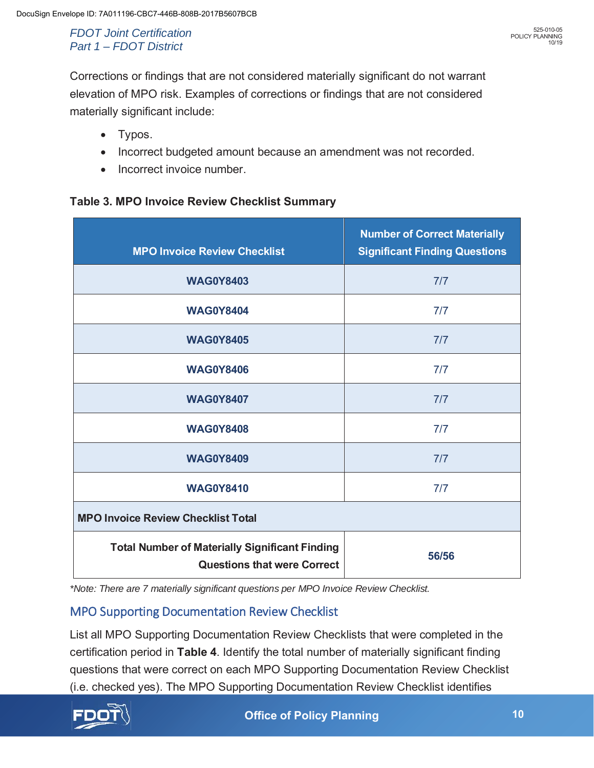Corrections or findings that are not considered materially significant do not warrant elevation of MPO risk. Examples of corrections or findings that are not considered materially significant include:

- Typos.
- Incorrect budgeted amount because an amendment was not recorded.
- Incorrect invoice number.

**Table 3. MPO Invoice Review Checklist Summary**

| MPO Invoice Review Checklist | Number of Correct Materially Significant Finding Questions |
|---|---|
| **WAG0Y8403** | 7/7 |
| **WAG0Y8404** | 7/7 |
| **WAG0Y8405** | 7/7 |
| **WAG0Y8406** | 7/7 |
| **WAG0Y8407** | 7/7 |
| **WAG0Y8408** | 7/7 |
| **WAG0Y8409** | 7/7 |
| **WAG0Y8410** | 7/7 |
| **MPO Invoice Review Checklist Total** | |
| **Total Number of Materially Significant Finding Questions that were Correct** | **56/56** |

*\*Note: There are 7 materially significant questions per MPO Invoice Review Checklist.*

## MPO Supporting Documentation Review Checklist

List all MPO Supporting Documentation Review Checklists that were completed in the certification period in **Table 4**. Identify the total number of materially significant finding questions that were correct on each MPO Supporting Documentation Review Checklist (i.e. checked yes). The MPO Supporting Documentation Review Checklist identifies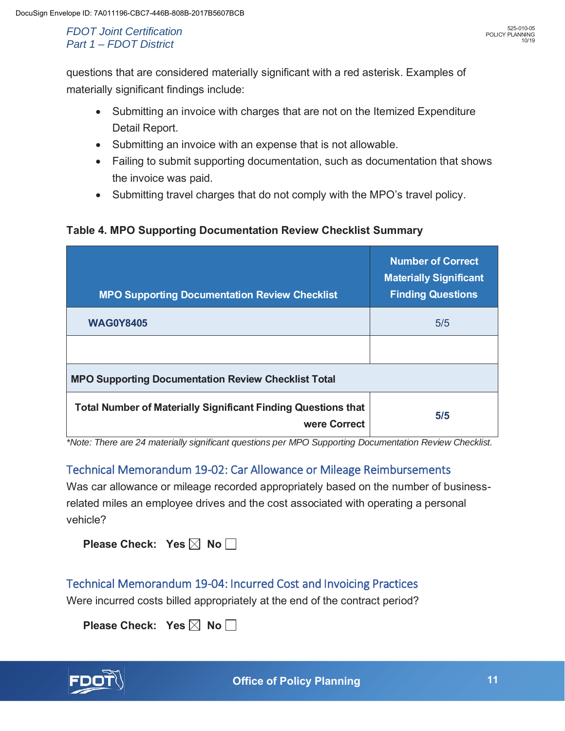questions that are considered materially significant with a red asterisk. Examples of materially significant findings include:

- Submitting an invoice with charges that are not on the Itemized Expenditure Detail Report.
- Submitting an invoice with an expense that is not allowable.
- Failing to submit supporting documentation, such as documentation that shows the invoice was paid.
- Submitting travel charges that do not comply with the MPO's travel policy.

**Table 4. MPO Supporting Documentation Review Checklist Summary**

| MPO Supporting Documentation Review Checklist | Number of Correct Materially Significant Finding Questions |
|---|---|
| **WAG0Y8405** | 5/5 |
| | |
| **MPO Supporting Documentation Review Checklist Total** | |
| **Total Number of Materially Significant Finding Questions that were Correct** | **5/5** |

*\*Note: There are 24 materially significant questions per MPO Supporting Documentation Review Checklist.*

## Technical Memorandum 19-02: Car Allowance or Mileage Reimbursements

Was car allowance or mileage recorded appropriately based on the number of business-related miles an employee drives and the cost associated with operating a personal vehicle?

**Please Check:** **Yes** ☒ **No** ☐

## Technical Memorandum 19-04: Incurred Cost and Invoicing Practices

Were incurred costs billed appropriately at the end of the contract period?

**Please Check:** **Yes** ☒ **No** ☐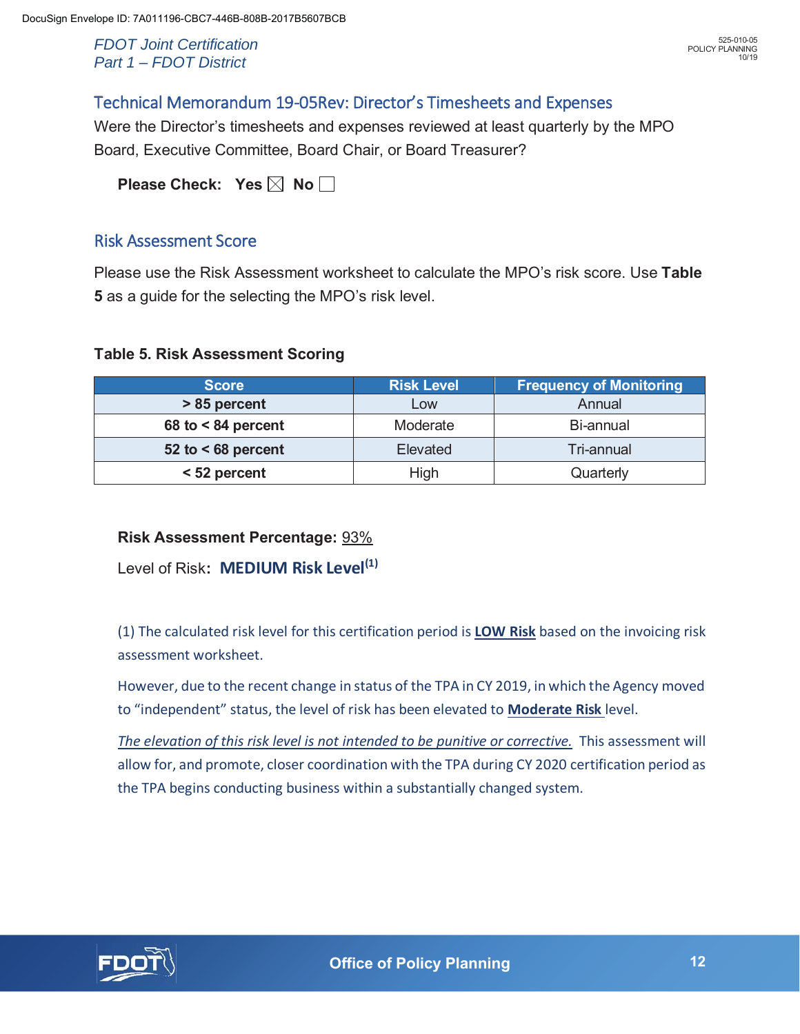## Technical Memorandum 19-05Rev: Director's Timesheets and Expenses

Were the Director's timesheets and expenses reviewed at least quarterly by the MPO Board, Executive Committee, Board Chair, or Board Treasurer?

**Please Check: Yes** ☒ **No** ☐

## Risk Assessment Score

Please use the Risk Assessment worksheet to calculate the MPO's risk score. Use **Table 5** as a guide for the selecting the MPO's risk level.

**Table 5. Risk Assessment Scoring**

| Score | Risk Level | Frequency of Monitoring |
|---|---|---|
| **> 85 percent** | Low | Annual |
| **68 to < 84 percent** | Moderate | Bi-annual |
| **52 to < 68 percent** | Elevated | Tri-annual |
| **< 52 percent** | High | Quarterly |

**Risk Assessment Percentage:** 93%

Level of Risk: **MEDIUM Risk Level(1)**

(1) The calculated risk level for this certification period is **LOW Risk** based on the invoicing risk assessment worksheet.

However, due to the recent change in status of the TPA in CY 2019, in which the Agency moved to "independent" status, the level of risk has been elevated to **Moderate Risk** level.

*The elevation of this risk level is not intended to be punitive or corrective.* This assessment will allow for, and promote, closer coordination with the TPA during CY 2020 certification period as the TPA begins conducting business within a substantially changed system.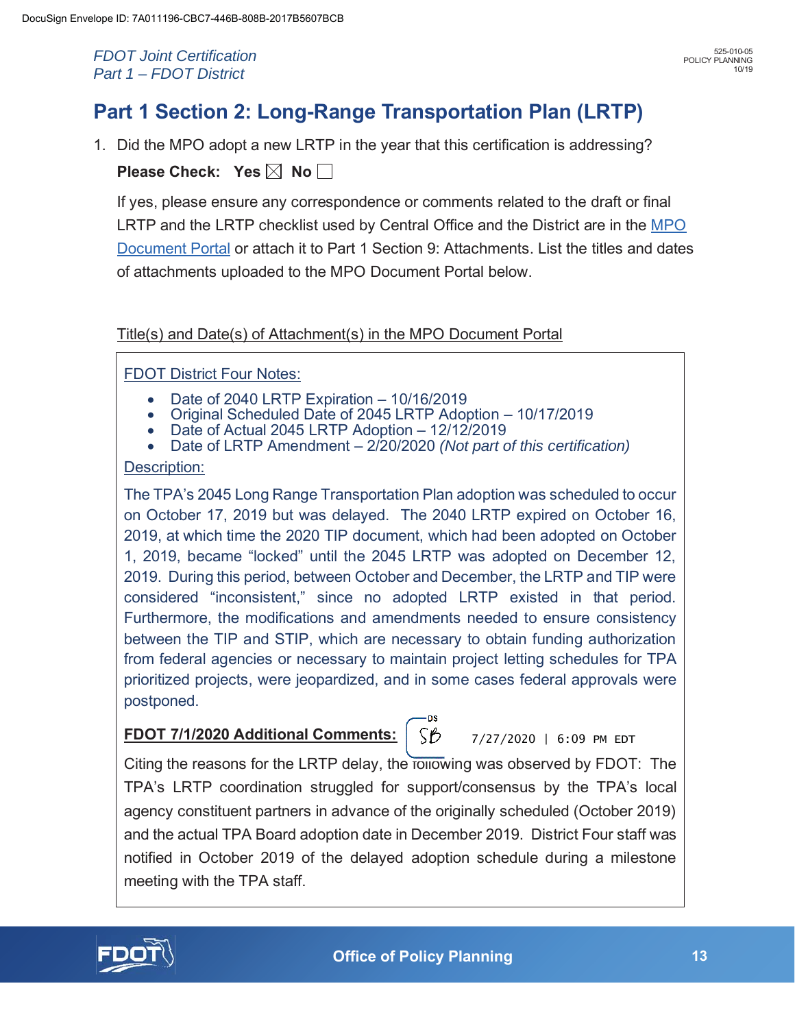# Part 1 Section 2: Long-Range Transportation Plan (LRTP)

1. Did the MPO adopt a new LRTP in the year that this certification is addressing?

   **Please Check: Yes** ☒ **No** ☐

   If yes, please ensure any correspondence or comments related to the draft or final LRTP and the LRTP checklist used by Central Office and the District are in the MPO Document Portal or attach it to Part 1 Section 9: Attachments. List the titles and dates of attachments uploaded to the MPO Document Portal below.

   Title(s) and Date(s) of Attachment(s) in the MPO Document Portal

FDOT District Four Notes:

- Date of 2040 LRTP Expiration – 10/16/2019
- Original Scheduled Date of 2045 LRTP Adoption – 10/17/2019
- Date of Actual 2045 LRTP Adoption – 12/12/2019
- Date of LRTP Amendment – 2/20/2020 *(Not part of this certification)*

Description:

The TPA's 2045 Long Range Transportation Plan adoption was scheduled to occur on October 17, 2019 but was delayed. The 2040 LRTP expired on October 16, 2019, at which time the 2020 TIP document, which had been adopted on October 1, 2019, became "locked" until the 2045 LRTP was adopted on December 12, 2019. During this period, between October and December, the LRTP and TIP were considered "inconsistent," since no adopted LRTP existed in that period. Furthermore, the modifications and amendments needed to ensure consistency between the TIP and STIP, which are necessary to obtain funding authorization from federal agencies or necessary to maintain project letting schedules for TPA prioritized projects, were jeopardized, and in some cases federal approvals were postponed.

**FDOT 7/1/2020 Additional Comments:** SB 7/27/2020 | 6:09 PM EDT

Citing the reasons for the LRTP delay, the following was observed by FDOT: The TPA's LRTP coordination struggled for support/consensus by the TPA's local agency constituent partners in advance of the originally scheduled (October 2019) and the actual TPA Board adoption date in December 2019. District Four staff was notified in October 2019 of the delayed adoption schedule during a milestone meeting with the TPA staff.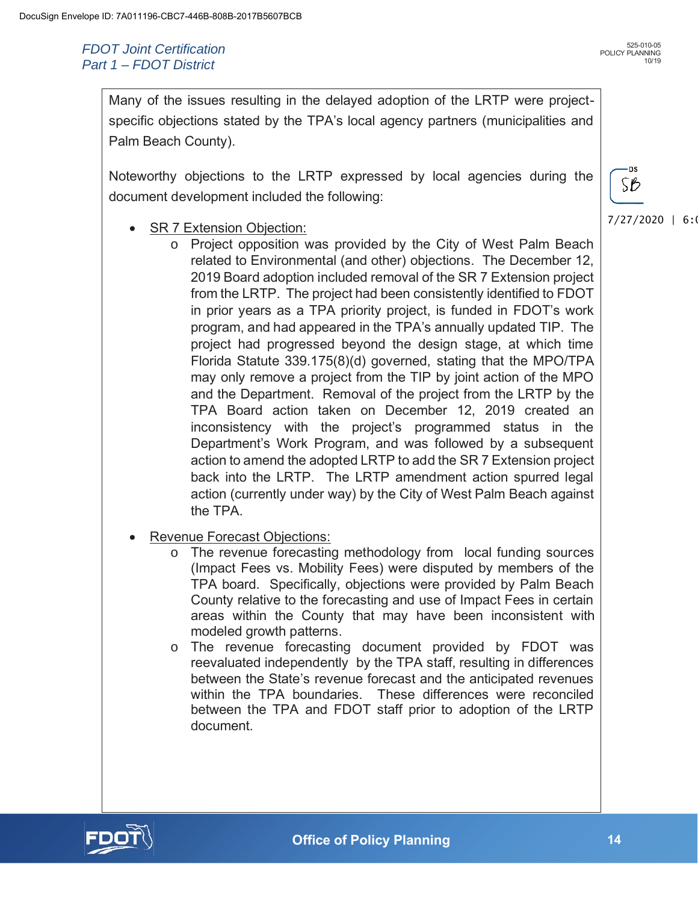Many of the issues resulting in the delayed adoption of the LRTP were project-specific objections stated by the TPA's local agency partners (municipalities and Palm Beach County).

Noteworthy objections to the LRTP expressed by local agencies during the document development included the following:

- SR 7 Extension Objection:
  - Project opposition was provided by the City of West Palm Beach related to Environmental (and other) objections. The December 12, 2019 Board adoption included removal of the SR 7 Extension project from the LRTP. The project had been consistently identified to FDOT in prior years as a TPA priority project, is funded in FDOT's work program, and had appeared in the TPA's annually updated TIP. The project had progressed beyond the design stage, at which time Florida Statute 339.175(8)(d) governed, stating that the MPO/TPA may only remove a project from the TIP by joint action of the MPO and the Department. Removal of the project from the LRTP by the TPA Board action taken on December 12, 2019 created an inconsistency with the project's programmed status in the Department's Work Program, and was followed by a subsequent action to amend the adopted LRTP to add the SR 7 Extension project back into the LRTP. The LRTP amendment action spurred legal action (currently under way) by the City of West Palm Beach against the TPA.

- Revenue Forecast Objections:
  - The revenue forecasting methodology from local funding sources (Impact Fees vs. Mobility Fees) were disputed by members of the TPA board. Specifically, objections were provided by Palm Beach County relative to the forecasting and use of Impact Fees in certain areas within the County that may have been inconsistent with modeled growth patterns.
  - The revenue forecasting document provided by FDOT was reevaluated independently by the TPA staff, resulting in differences between the State's revenue forecast and the anticipated revenues within the TPA boundaries. These differences were reconciled between the TPA and FDOT staff prior to adoption of the LRTP document.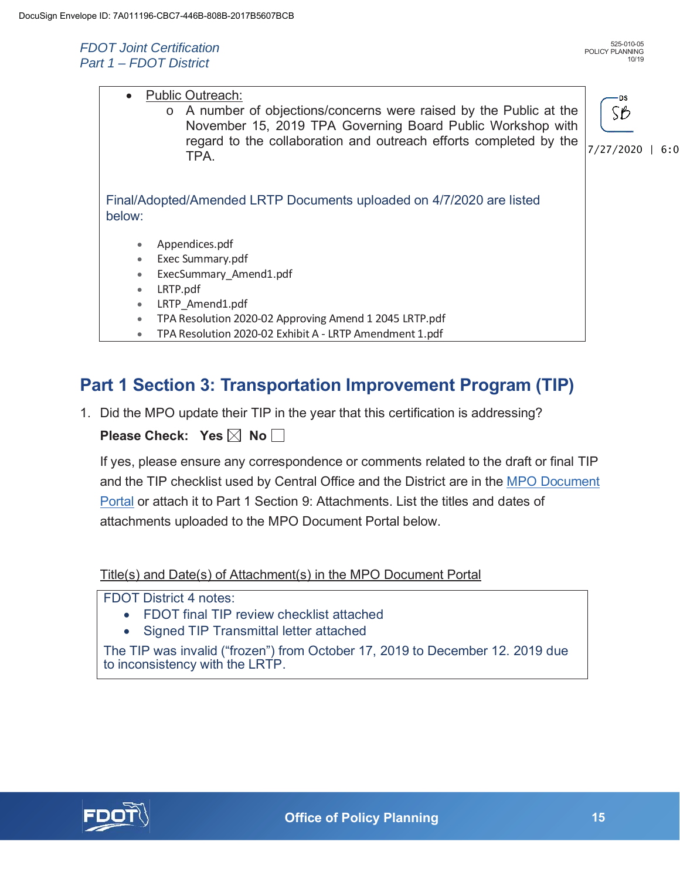- Public Outreach:
  - A number of objections/concerns were raised by the Public at the November 15, 2019 TPA Governing Board Public Workshop with regard to the collaboration and outreach efforts completed by the TPA.

Final/Adopted/Amended LRTP Documents uploaded on 4/7/2020 are listed below:

- Appendices.pdf
- Exec Summary.pdf
- ExecSummary_Amend1.pdf
- LRTP.pdf
- LRTP_Amend1.pdf
- TPA Resolution 2020-02 Approving Amend 1 2045 LRTP.pdf
- TPA Resolution 2020-02 Exhibit A - LRTP Amendment 1.pdf

## Part 1 Section 3: Transportation Improvement Program (TIP)

1. Did the MPO update their TIP in the year that this certification is addressing?

   **Please Check: Yes** ☒ **No** ☐

   If yes, please ensure any correspondence or comments related to the draft or final TIP and the TIP checklist used by Central Office and the District are in the MPO Document Portal or attach it to Part 1 Section 9: Attachments. List the titles and dates of attachments uploaded to the MPO Document Portal below.

   Title(s) and Date(s) of Attachment(s) in the MPO Document Portal

   FDOT District 4 notes:
   - FDOT final TIP review checklist attached
   - Signed TIP Transmittal letter attached

   The TIP was invalid ("frozen") from October 17, 2019 to December 12. 2019 due to inconsistency with the LRTP.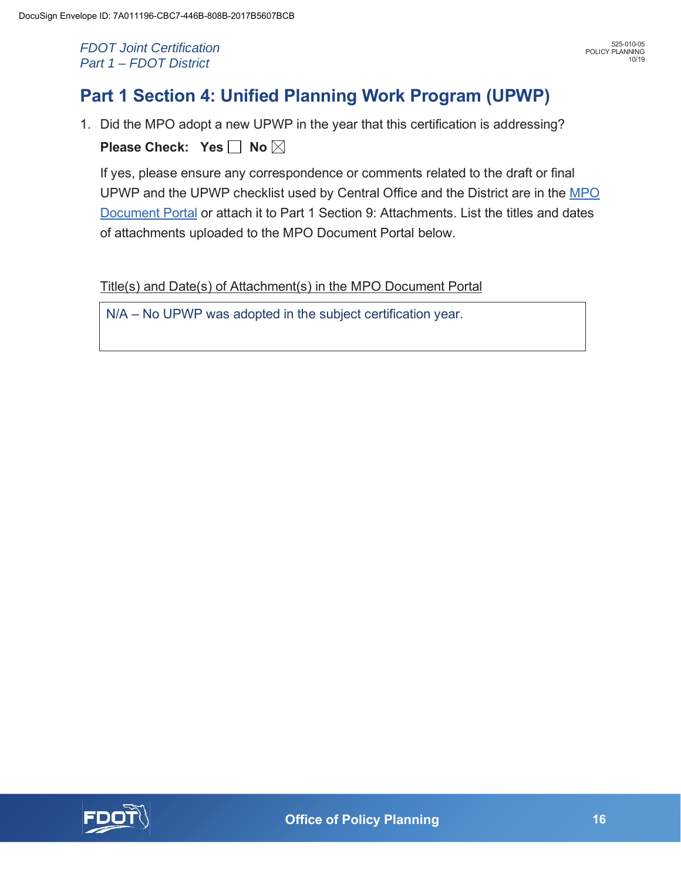## Part 1 Section 4: Unified Planning Work Program (UPWP)

1. Did the MPO adopt a new UPWP in the year that this certification is addressing?

   **Please Check: Yes** ☐ **No** ☒

   If yes, please ensure any correspondence or comments related to the draft or final UPWP and the UPWP checklist used by Central Office and the District are in the [MPO Document Portal](MPO Document Portal) or attach it to Part 1 Section 9: Attachments. List the titles and dates of attachments uploaded to the MPO Document Portal below.

   Title(s) and Date(s) of Attachment(s) in the MPO Document Portal

   | N/A – No UPWP was adopted in the subject certification year. |
   |---|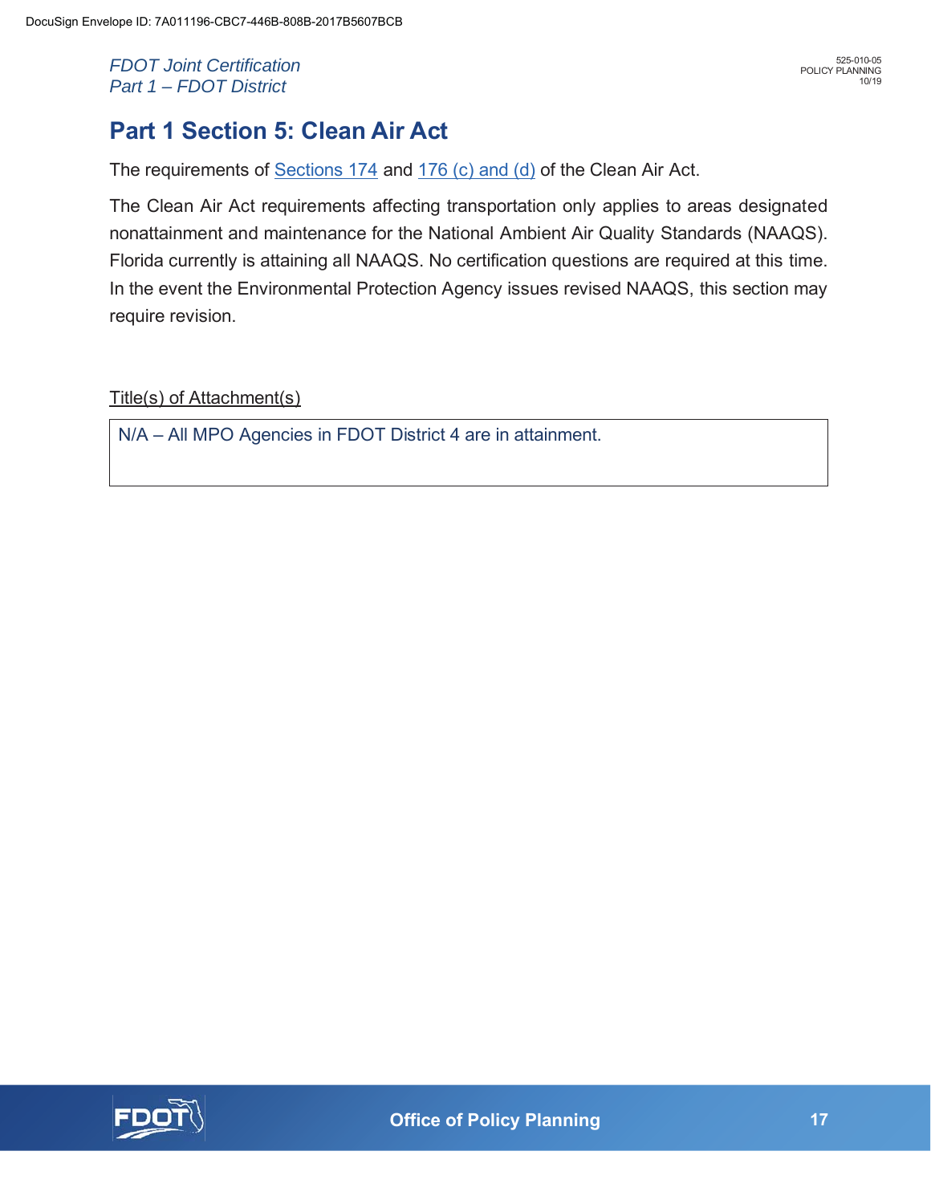# Part 1 Section 5: Clean Air Act

The requirements of [Sections 174](#) and [176 (c) and (d)](#) of the Clean Air Act.

The Clean Air Act requirements affecting transportation only applies to areas designated nonattainment and maintenance for the National Ambient Air Quality Standards (NAAQS). Florida currently is attaining all NAAQS. No certification questions are required at this time. In the event the Environmental Protection Agency issues revised NAAQS, this section may require revision.

Title(s) of Attachment(s)

| N/A – All MPO Agencies in FDOT District 4 are in attainment. |
|---|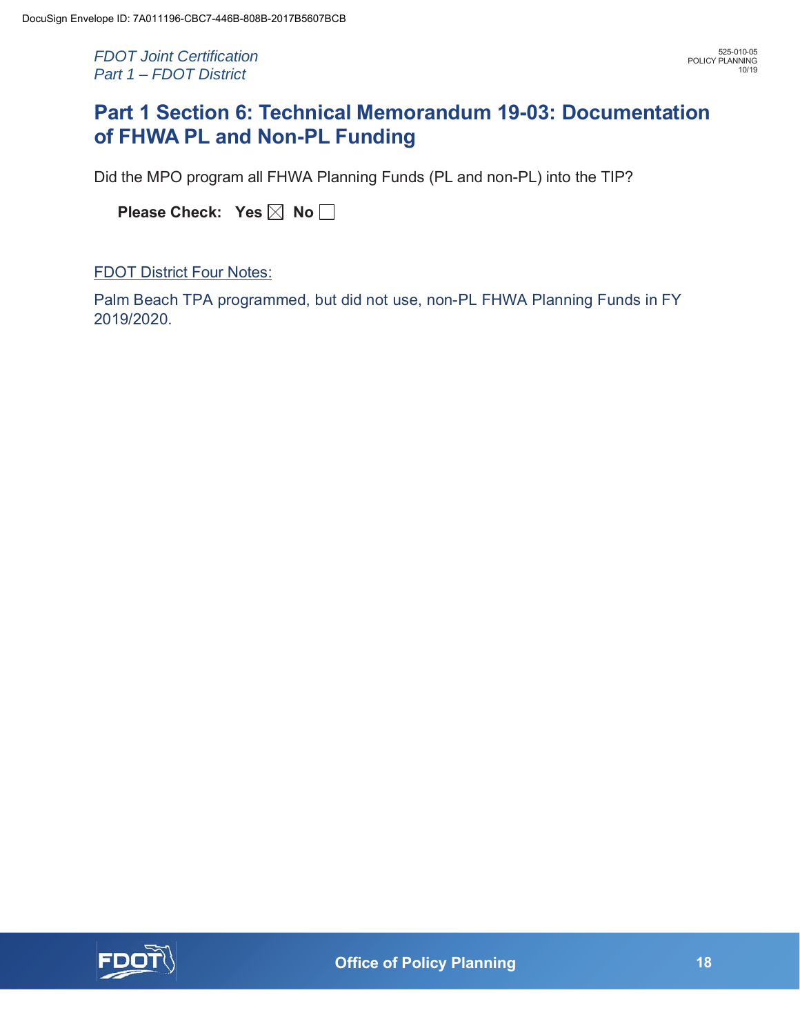# Part 1 Section 6: Technical Memorandum 19-03: Documentation of FHWA PL and Non-PL Funding

Did the MPO program all FHWA Planning Funds (PL and non-PL) into the TIP?

**Please Check: Yes** ☒ **No** ☐

FDOT District Four Notes:

Palm Beach TPA programmed, but did not use, non-PL FHWA Planning Funds in FY 2019/2020.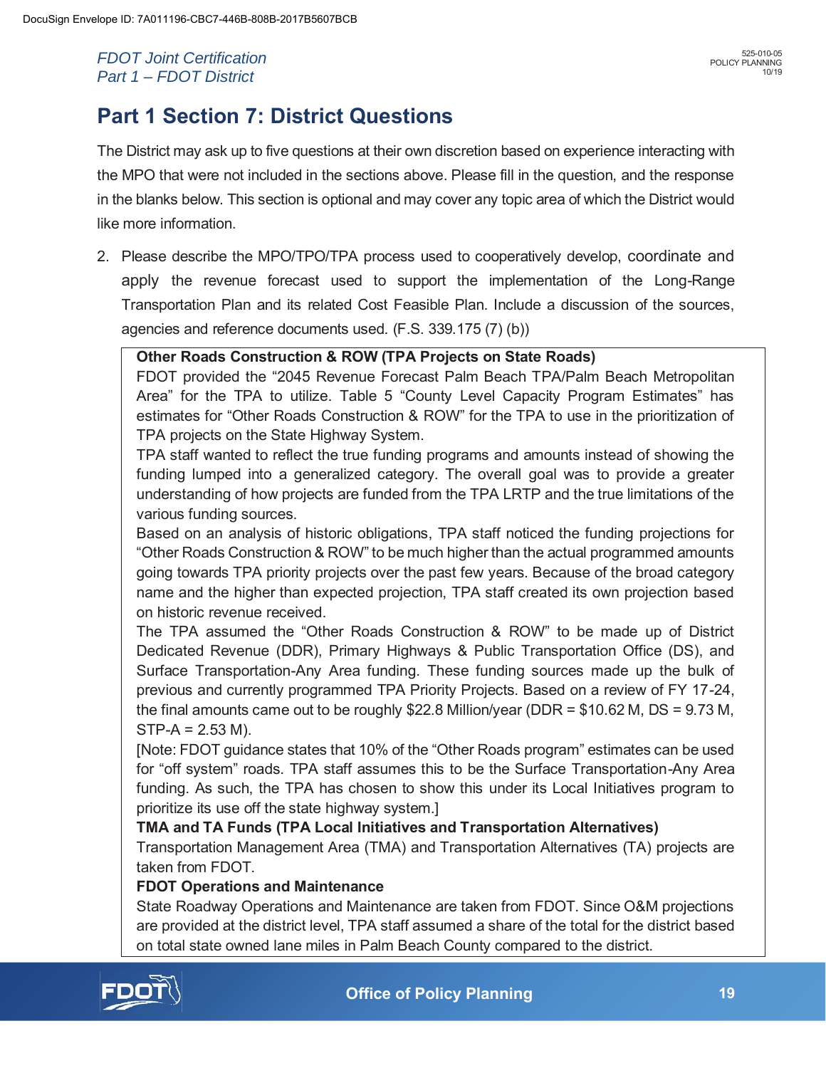## Part 1 Section 7: District Questions

The District may ask up to five questions at their own discretion based on experience interacting with the MPO that were not included in the sections above. Please fill in the question, and the response in the blanks below. This section is optional and may cover any topic area of which the District would like more information.

2. Please describe the MPO/TPO/TPA process used to cooperatively develop, coordinate and apply the revenue forecast used to support the implementation of the Long-Range Transportation Plan and its related Cost Feasible Plan. Include a discussion of the sources, agencies and reference documents used. (F.S. 339.175 (7) (b))

**Other Roads Construction & ROW (TPA Projects on State Roads)**

FDOT provided the "2045 Revenue Forecast Palm Beach TPA/Palm Beach Metropolitan Area" for the TPA to utilize. Table 5 "County Level Capacity Program Estimates" has estimates for "Other Roads Construction & ROW" for the TPA to use in the prioritization of TPA projects on the State Highway System.

TPA staff wanted to reflect the true funding programs and amounts instead of showing the funding lumped into a generalized category. The overall goal was to provide a greater understanding of how projects are funded from the TPA LRTP and the true limitations of the various funding sources.

Based on an analysis of historic obligations, TPA staff noticed the funding projections for "Other Roads Construction & ROW" to be much higher than the actual programmed amounts going towards TPA priority projects over the past few years. Because of the broad category name and the higher than expected projection, TPA staff created its own projection based on historic revenue received.

The TPA assumed the "Other Roads Construction & ROW" to be made up of District Dedicated Revenue (DDR), Primary Highways & Public Transportation Office (DS), and Surface Transportation-Any Area funding. These funding sources made up the bulk of previous and currently programmed TPA Priority Projects. Based on a review of FY 17-24, the final amounts came out to be roughly $22.8 Million/year (DDR = $10.62 M, DS = 9.73 M, STP-A = 2.53 M).

[Note: FDOT guidance states that 10% of the "Other Roads program" estimates can be used for "off system" roads. TPA staff assumes this to be the Surface Transportation-Any Area funding. As such, the TPA has chosen to show this under its Local Initiatives program to prioritize its use off the state highway system.]

**TMA and TA Funds (TPA Local Initiatives and Transportation Alternatives)**

Transportation Management Area (TMA) and Transportation Alternatives (TA) projects are taken from FDOT.

**FDOT Operations and Maintenance**

State Roadway Operations and Maintenance are taken from FDOT. Since O&M projections are provided at the district level, TPA staff assumed a share of the total for the district based on total state owned lane miles in Palm Beach County compared to the district.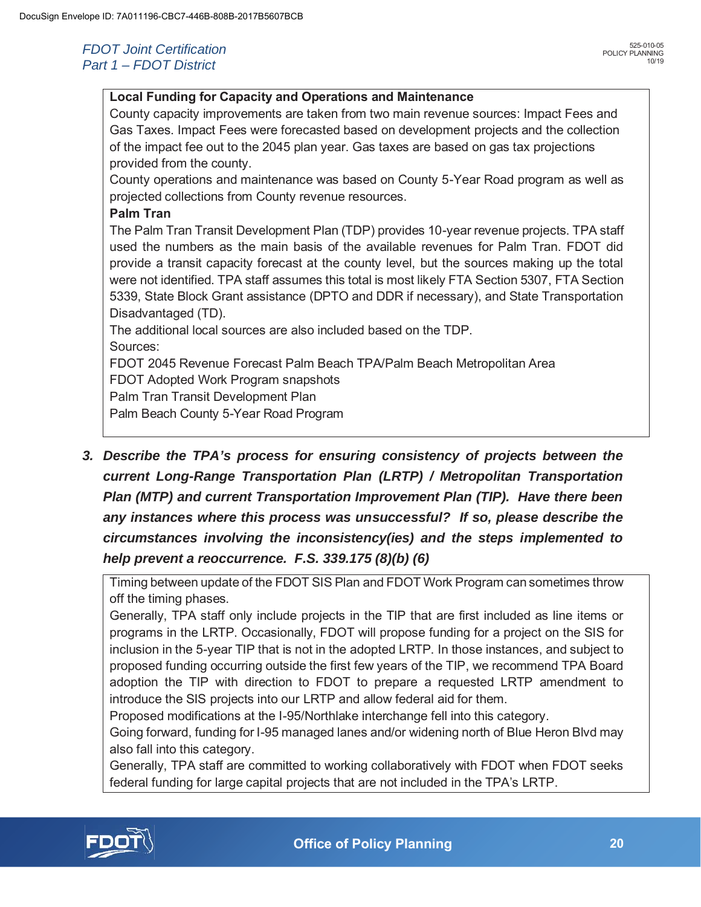**Local Funding for Capacity and Operations and Maintenance**

County capacity improvements are taken from two main revenue sources: Impact Fees and Gas Taxes. Impact Fees were forecasted based on development projects and the collection of the impact fee out to the 2045 plan year. Gas taxes are based on gas tax projections provided from the county.

County operations and maintenance was based on County 5-Year Road program as well as projected collections from County revenue resources.

**Palm Tran**

The Palm Tran Transit Development Plan (TDP) provides 10-year revenue projects. TPA staff used the numbers as the main basis of the available revenues for Palm Tran. FDOT did provide a transit capacity forecast at the county level, but the sources making up the total were not identified. TPA staff assumes this total is most likely FTA Section 5307, FTA Section 5339, State Block Grant assistance (DPTO and DDR if necessary), and State Transportation Disadvantaged (TD).

The additional local sources are also included based on the TDP.

Sources:

FDOT 2045 Revenue Forecast Palm Beach TPA/Palm Beach Metropolitan Area

FDOT Adopted Work Program snapshots

Palm Tran Transit Development Plan

Palm Beach County 5-Year Road Program

***3. Describe the TPA's process for ensuring consistency of projects between the current Long-Range Transportation Plan (LRTP) / Metropolitan Transportation Plan (MTP) and current Transportation Improvement Plan (TIP). Have there been any instances where this process was unsuccessful? If so, please describe the circumstances involving the inconsistency(ies) and the steps implemented to help prevent a reoccurrence. F.S. 339.175 (8)(b) (6)***

Timing between update of the FDOT SIS Plan and FDOT Work Program can sometimes throw off the timing phases.

Generally, TPA staff only include projects in the TIP that are first included as line items or programs in the LRTP. Occasionally, FDOT will propose funding for a project on the SIS for inclusion in the 5-year TIP that is not in the adopted LRTP. In those instances, and subject to proposed funding occurring outside the first few years of the TIP, we recommend TPA Board adoption the TIP with direction to FDOT to prepare a requested LRTP amendment to introduce the SIS projects into our LRTP and allow federal aid for them.

Proposed modifications at the I-95/Northlake interchange fell into this category.

Going forward, funding for I-95 managed lanes and/or widening north of Blue Heron Blvd may also fall into this category.

Generally, TPA staff are committed to working collaboratively with FDOT when FDOT seeks federal funding for large capital projects that are not included in the TPA's LRTP.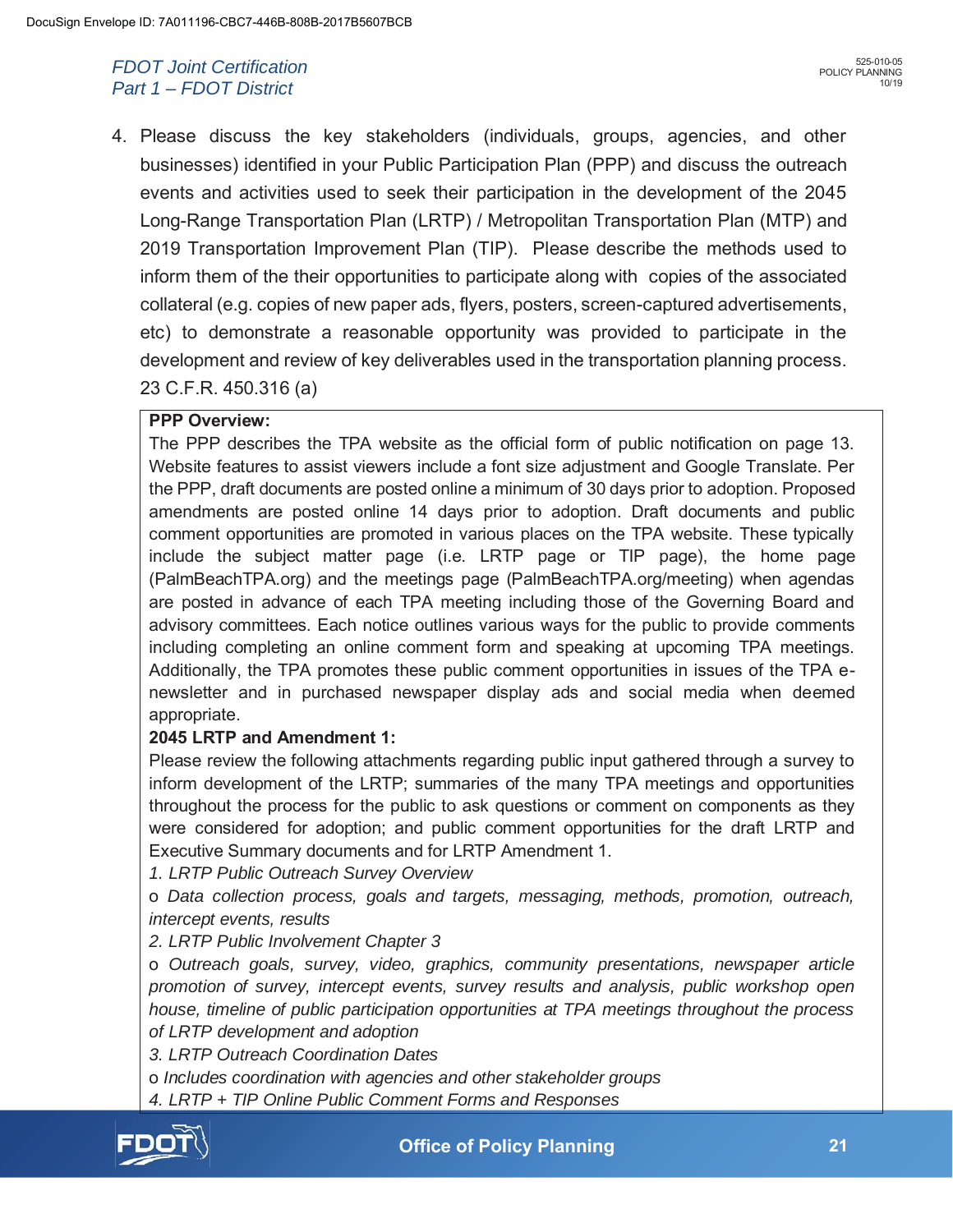4. Please discuss the key stakeholders (individuals, groups, agencies, and other businesses) identified in your Public Participation Plan (PPP) and discuss the outreach events and activities used to seek their participation in the development of the 2045 Long-Range Transportation Plan (LRTP) / Metropolitan Transportation Plan (MTP) and 2019 Transportation Improvement Plan (TIP). Please describe the methods used to inform them of the their opportunities to participate along with copies of the associated collateral (e.g. copies of new paper ads, flyers, posters, screen-captured advertisements, etc) to demonstrate a reasonable opportunity was provided to participate in the development and review of key deliverables used in the transportation planning process. 23 C.F.R. 450.316 (a)

**PPP Overview:**
The PPP describes the TPA website as the official form of public notification on page 13. Website features to assist viewers include a font size adjustment and Google Translate. Per the PPP, draft documents are posted online a minimum of 30 days prior to adoption. Proposed amendments are posted online 14 days prior to adoption. Draft documents and public comment opportunities are promoted in various places on the TPA website. These typically include the subject matter page (i.e. LRTP page or TIP page), the home page (PalmBeachTPA.org) and the meetings page (PalmBeachTPA.org/meeting) when agendas are posted in advance of each TPA meeting including those of the Governing Board and advisory committees. Each notice outlines various ways for the public to provide comments including completing an online comment form and speaking at upcoming TPA meetings. Additionally, the TPA promotes these public comment opportunities in issues of the TPA e-newsletter and in purchased newspaper display ads and social media when deemed appropriate.

**2045 LRTP and Amendment 1:**
Please review the following attachments regarding public input gathered through a survey to inform development of the LRTP; summaries of the many TPA meetings and opportunities throughout the process for the public to ask questions or comment on components as they were considered for adoption; and public comment opportunities for the draft LRTP and Executive Summary documents and for LRTP Amendment 1.

*1. LRTP Public Outreach Survey Overview*

o *Data collection process, goals and targets, messaging, methods, promotion, outreach, intercept events, results*

*2. LRTP Public Involvement Chapter 3*

o *Outreach goals, survey, video, graphics, community presentations, newspaper article promotion of survey, intercept events, survey results and analysis, public workshop open house, timeline of public participation opportunities at TPA meetings throughout the process of LRTP development and adoption*

*3. LRTP Outreach Coordination Dates*

o *Includes coordination with agencies and other stakeholder groups*

*4. LRTP + TIP Online Public Comment Forms and Responses*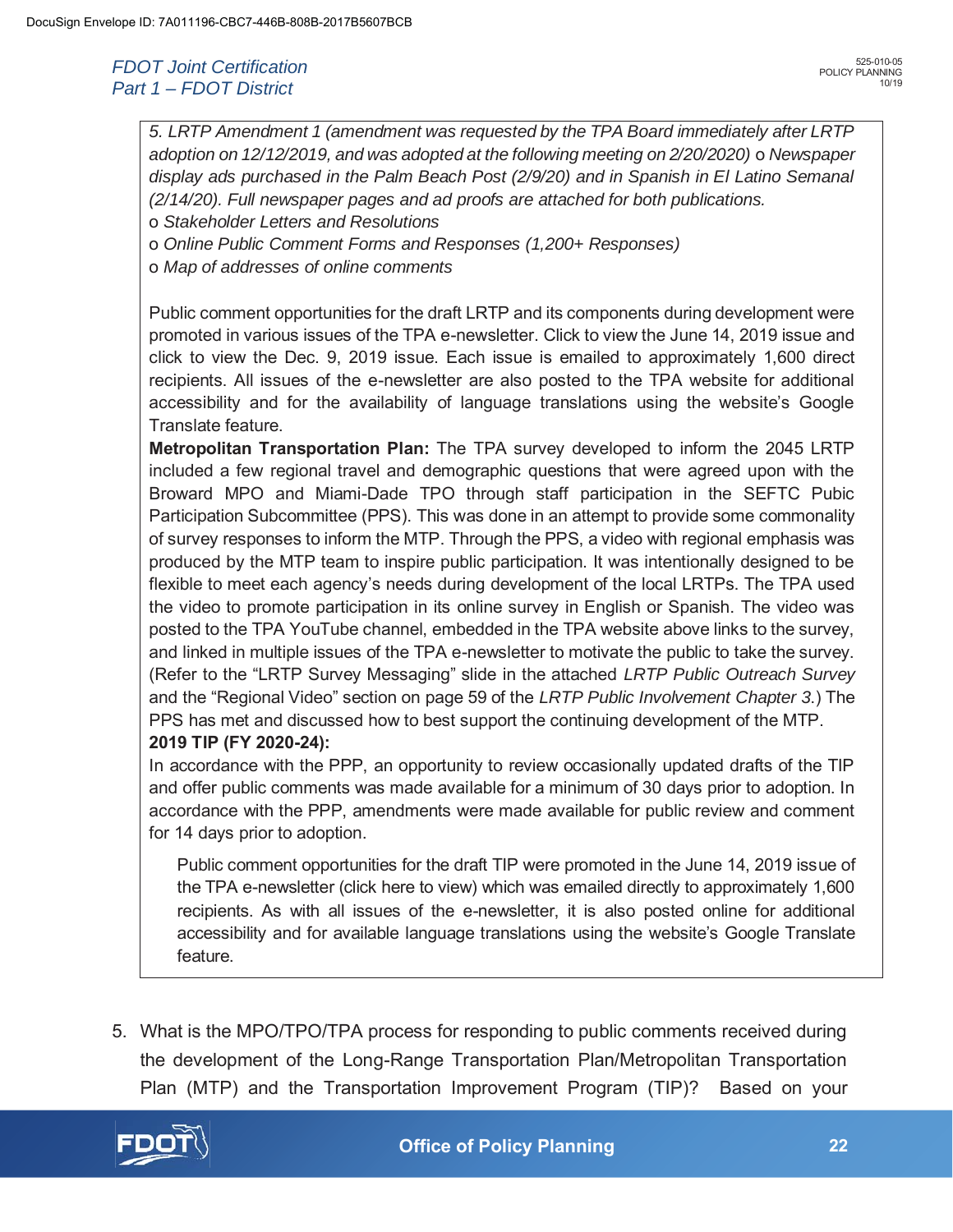*5. LRTP Amendment 1 (amendment was requested by the TPA Board immediately after LRTP adoption on 12/12/2019, and was adopted at the following meeting on 2/20/2020)* o *Newspaper display ads purchased in the Palm Beach Post (2/9/20) and in Spanish in El Latino Semanal (2/14/20). Full newspaper pages and ad proofs are attached for both publications.*

o *Stakeholder Letters and Resolutions*

o *Online Public Comment Forms and Responses (1,200+ Responses)*

o *Map of addresses of online comments*

Public comment opportunities for the draft LRTP and its components during development were promoted in various issues of the TPA e-newsletter. Click to view the June 14, 2019 issue and click to view the Dec. 9, 2019 issue. Each issue is emailed to approximately 1,600 direct recipients. All issues of the e-newsletter are also posted to the TPA website for additional accessibility and for the availability of language translations using the website's Google Translate feature.

**Metropolitan Transportation Plan:** The TPA survey developed to inform the 2045 LRTP included a few regional travel and demographic questions that were agreed upon with the Broward MPO and Miami-Dade TPO through staff participation in the SEFTC Pubic Participation Subcommittee (PPS). This was done in an attempt to provide some commonality of survey responses to inform the MTP. Through the PPS, a video with regional emphasis was produced by the MTP team to inspire public participation. It was intentionally designed to be flexible to meet each agency's needs during development of the local LRTPs. The TPA used the video to promote participation in its online survey in English or Spanish. The video was posted to the TPA YouTube channel, embedded in the TPA website above links to the survey, and linked in multiple issues of the TPA e-newsletter to motivate the public to take the survey. (Refer to the "LRTP Survey Messaging" slide in the attached *LRTP Public Outreach Survey* and the "Regional Video" section on page 59 of the *LRTP Public Involvement Chapter 3.*) The PPS has met and discussed how to best support the continuing development of the MTP.

**2019 TIP (FY 2020-24):**

In accordance with the PPP, an opportunity to review occasionally updated drafts of the TIP and offer public comments was made available for a minimum of 30 days prior to adoption. In accordance with the PPP, amendments were made available for public review and comment for 14 days prior to adoption.

Public comment opportunities for the draft TIP were promoted in the June 14, 2019 issue of the TPA e-newsletter (click here to view) which was emailed directly to approximately 1,600 recipients. As with all issues of the e-newsletter, it is also posted online for additional accessibility and for available language translations using the website's Google Translate feature.

5. What is the MPO/TPO/TPA process for responding to public comments received during the development of the Long-Range Transportation Plan/Metropolitan Transportation Plan (MTP) and the Transportation Improvement Program (TIP)? Based on your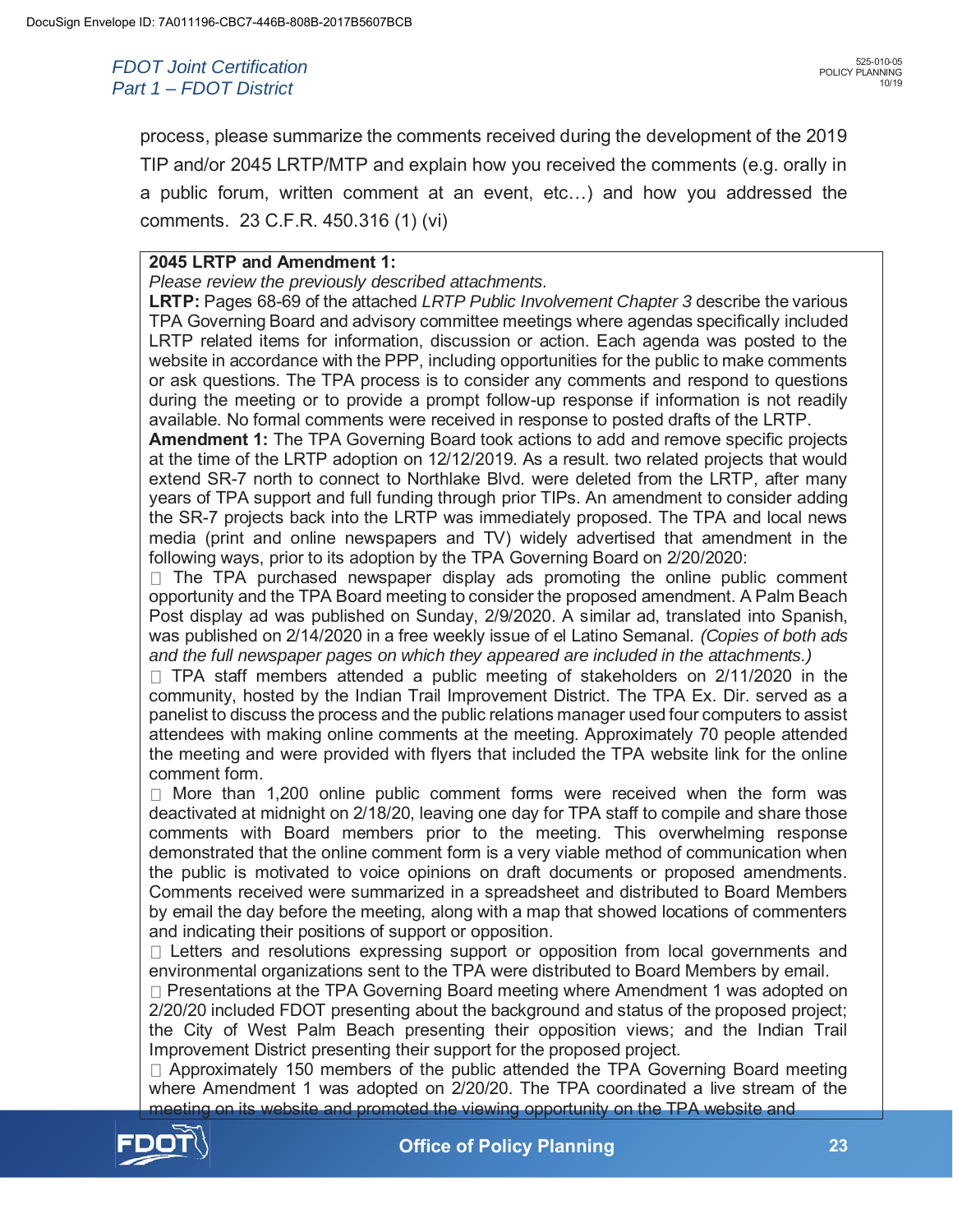process, please summarize the comments received during the development of the 2019 TIP and/or 2045 LRTP/MTP and explain how you received the comments (e.g. orally in a public forum, written comment at an event, etc…) and how you addressed the comments. 23 C.F.R. 450.316 (1) (vi)

**2045 LRTP and Amendment 1:**

*Please review the previously described attachments.*

**LRTP:** Pages 68-69 of the attached *LRTP Public Involvement Chapter 3* describe the various TPA Governing Board and advisory committee meetings where agendas specifically included LRTP related items for information, discussion or action. Each agenda was posted to the website in accordance with the PPP, including opportunities for the public to make comments or ask questions. The TPA process is to consider any comments and respond to questions during the meeting or to provide a prompt follow-up response if information is not readily available. No formal comments were received in response to posted drafts of the LRTP.

**Amendment 1:** The TPA Governing Board took actions to add and remove specific projects at the time of the LRTP adoption on 12/12/2019. As a result. two related projects that would extend SR-7 north to connect to Northlake Blvd. were deleted from the LRTP, after many years of TPA support and full funding through prior TIPs. An amendment to consider adding the SR-7 projects back into the LRTP was immediately proposed. The TPA and local news media (print and online newspapers and TV) widely advertised that amendment in the following ways, prior to its adoption by the TPA Governing Board on 2/20/2020:

- The TPA purchased newspaper display ads promoting the online public comment opportunity and the TPA Board meeting to consider the proposed amendment. A Palm Beach Post display ad was published on Sunday, 2/9/2020. A similar ad, translated into Spanish, was published on 2/14/2020 in a free weekly issue of el Latino Semanal. *(Copies of both ads and the full newspaper pages on which they appeared are included in the attachments.)*
- TPA staff members attended a public meeting of stakeholders on 2/11/2020 in the community, hosted by the Indian Trail Improvement District. The TPA Ex. Dir. served as a panelist to discuss the process and the public relations manager used four computers to assist attendees with making online comments at the meeting. Approximately 70 people attended the meeting and were provided with flyers that included the TPA website link for the online comment form.
- More than 1,200 online public comment forms were received when the form was deactivated at midnight on 2/18/20, leaving one day for TPA staff to compile and share those comments with Board members prior to the meeting. This overwhelming response demonstrated that the online comment form is a very viable method of communication when the public is motivated to voice opinions on draft documents or proposed amendments. Comments received were summarized in a spreadsheet and distributed to Board Members by email the day before the meeting, along with a map that showed locations of commenters and indicating their positions of support or opposition.
- Letters and resolutions expressing support or opposition from local governments and environmental organizations sent to the TPA were distributed to Board Members by email.
- Presentations at the TPA Governing Board meeting where Amendment 1 was adopted on 2/20/20 included FDOT presenting about the background and status of the proposed project; the City of West Palm Beach presenting their opposition views; and the Indian Trail Improvement District presenting their support for the proposed project.
- Approximately 150 members of the public attended the TPA Governing Board meeting where Amendment 1 was adopted on 2/20/20. The TPA coordinated a live stream of the meeting on its website and promoted the viewing opportunity on the TPA website and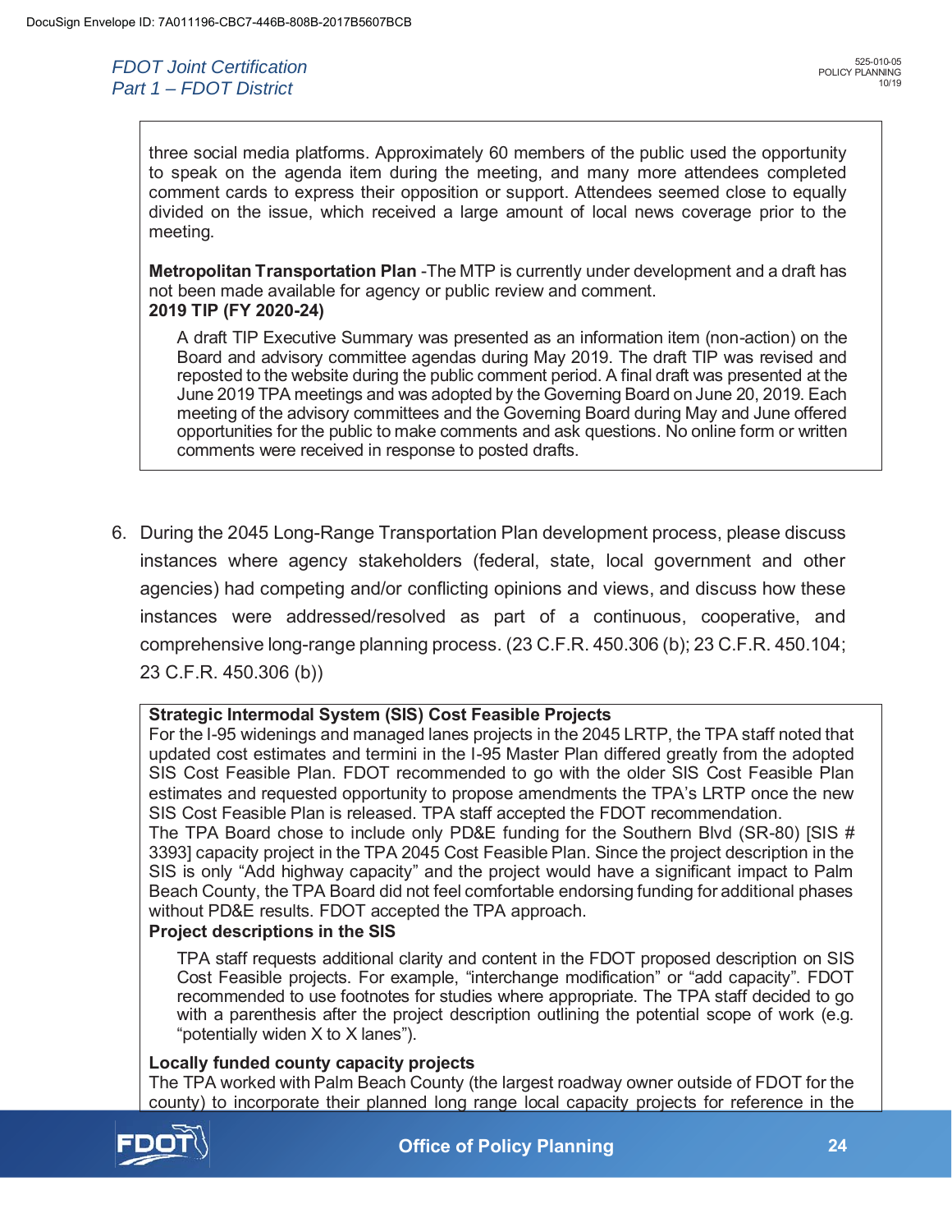three social media platforms. Approximately 60 members of the public used the opportunity to speak on the agenda item during the meeting, and many more attendees completed comment cards to express their opposition or support. Attendees seemed close to equally divided on the issue, which received a large amount of local news coverage prior to the meeting.

**Metropolitan Transportation Plan** -The MTP is currently under development and a draft has not been made available for agency or public review and comment.

**2019 TIP (FY 2020-24)**

A draft TIP Executive Summary was presented as an information item (non-action) on the Board and advisory committee agendas during May 2019. The draft TIP was revised and reposted to the website during the public comment period. A final draft was presented at the June 2019 TPA meetings and was adopted by the Governing Board on June 20, 2019. Each meeting of the advisory committees and the Governing Board during May and June offered opportunities for the public to make comments and ask questions. No online form or written comments were received in response to posted drafts.

6. During the 2045 Long-Range Transportation Plan development process, please discuss instances where agency stakeholders (federal, state, local government and other agencies) had competing and/or conflicting opinions and views, and discuss how these instances were addressed/resolved as part of a continuous, cooperative, and comprehensive long-range planning process. (23 C.F.R. 450.306 (b); 23 C.F.R. 450.104; 23 C.F.R. 450.306 (b))

**Strategic Intermodal System (SIS) Cost Feasible Projects**

For the I-95 widenings and managed lanes projects in the 2045 LRTP, the TPA staff noted that updated cost estimates and termini in the I-95 Master Plan differed greatly from the adopted SIS Cost Feasible Plan. FDOT recommended to go with the older SIS Cost Feasible Plan estimates and requested opportunity to propose amendments the TPA's LRTP once the new SIS Cost Feasible Plan is released. TPA staff accepted the FDOT recommendation.

The TPA Board chose to include only PD&E funding for the Southern Blvd (SR-80) [SIS # 3393] capacity project in the TPA 2045 Cost Feasible Plan. Since the project description in the SIS is only "Add highway capacity" and the project would have a significant impact to Palm Beach County, the TPA Board did not feel comfortable endorsing funding for additional phases without PD&E results. FDOT accepted the TPA approach.

**Project descriptions in the SIS**

TPA staff requests additional clarity and content in the FDOT proposed description on SIS Cost Feasible projects. For example, "interchange modification" or "add capacity". FDOT recommended to use footnotes for studies where appropriate. The TPA staff decided to go with a parenthesis after the project description outlining the potential scope of work (e.g. "potentially widen X to X lanes").

**Locally funded county capacity projects**

The TPA worked with Palm Beach County (the largest roadway owner outside of FDOT for the county) to incorporate their planned long range local capacity projects for reference in the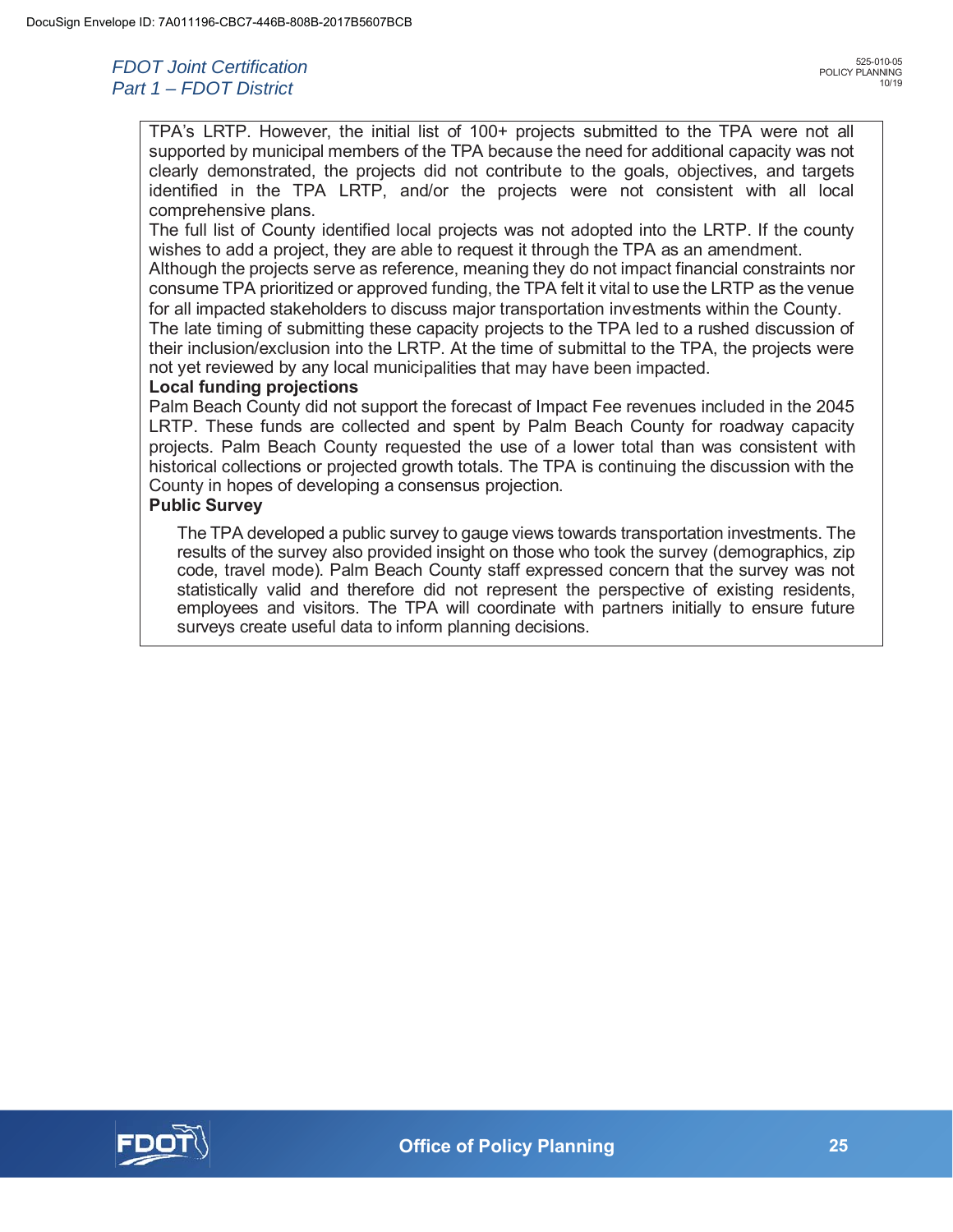TPA's LRTP. However, the initial list of 100+ projects submitted to the TPA were not all supported by municipal members of the TPA because the need for additional capacity was not clearly demonstrated, the projects did not contribute to the goals, objectives, and targets identified in the TPA LRTP, and/or the projects were not consistent with all local comprehensive plans.

The full list of County identified local projects was not adopted into the LRTP. If the county wishes to add a project, they are able to request it through the TPA as an amendment.

Although the projects serve as reference, meaning they do not impact financial constraints nor consume TPA prioritized or approved funding, the TPA felt it vital to use the LRTP as the venue for all impacted stakeholders to discuss major transportation investments within the County.

The late timing of submitting these capacity projects to the TPA led to a rushed discussion of their inclusion/exclusion into the LRTP. At the time of submittal to the TPA, the projects were not yet reviewed by any local municipalities that may have been impacted.

**Local funding projections**

Palm Beach County did not support the forecast of Impact Fee revenues included in the 2045 LRTP. These funds are collected and spent by Palm Beach County for roadway capacity projects. Palm Beach County requested the use of a lower total than was consistent with historical collections or projected growth totals. The TPA is continuing the discussion with the County in hopes of developing a consensus projection.

**Public Survey**

The TPA developed a public survey to gauge views towards transportation investments. The results of the survey also provided insight on those who took the survey (demographics, zip code, travel mode). Palm Beach County staff expressed concern that the survey was not statistically valid and therefore did not represent the perspective of existing residents, employees and visitors. The TPA will coordinate with partners initially to ensure future surveys create useful data to inform planning decisions.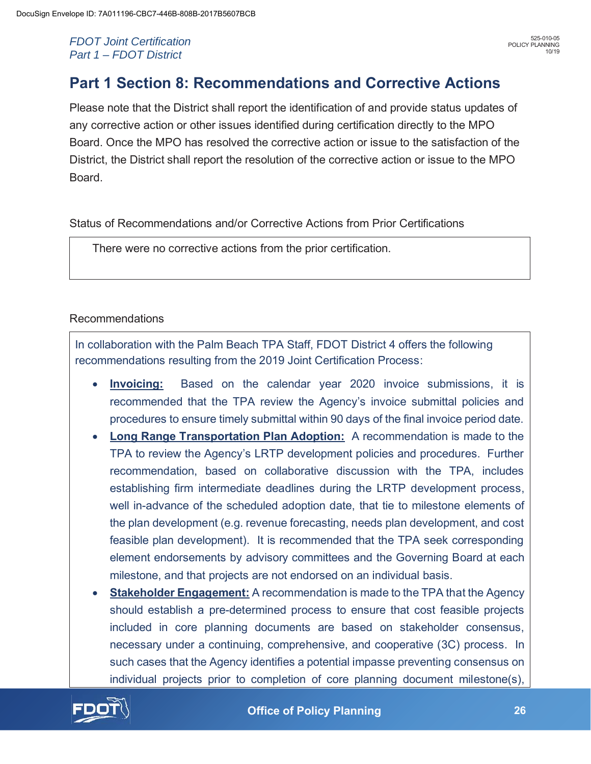## Part 1 Section 8: Recommendations and Corrective Actions

Please note that the District shall report the identification of and provide status updates of any corrective action or other issues identified during certification directly to the MPO Board. Once the MPO has resolved the corrective action or issue to the satisfaction of the District, the District shall report the resolution of the corrective action or issue to the MPO Board.

Status of Recommendations and/or Corrective Actions from Prior Certifications

There were no corrective actions from the prior certification.

Recommendations

In collaboration with the Palm Beach TPA Staff, FDOT District 4 offers the following recommendations resulting from the 2019 Joint Certification Process:

- **Invoicing:** Based on the calendar year 2020 invoice submissions, it is recommended that the TPA review the Agency's invoice submittal policies and procedures to ensure timely submittal within 90 days of the final invoice period date.
- **Long Range Transportation Plan Adoption:** A recommendation is made to the TPA to review the Agency's LRTP development policies and procedures. Further recommendation, based on collaborative discussion with the TPA, includes establishing firm intermediate deadlines during the LRTP development process, well in-advance of the scheduled adoption date, that tie to milestone elements of the plan development (e.g. revenue forecasting, needs plan development, and cost feasible plan development). It is recommended that the TPA seek corresponding element endorsements by advisory committees and the Governing Board at each milestone, and that projects are not endorsed on an individual basis.
- **Stakeholder Engagement:** A recommendation is made to the TPA that the Agency should establish a pre-determined process to ensure that cost feasible projects included in core planning documents are based on stakeholder consensus, necessary under a continuing, comprehensive, and cooperative (3C) process. In such cases that the Agency identifies a potential impasse preventing consensus on individual projects prior to completion of core planning document milestone(s),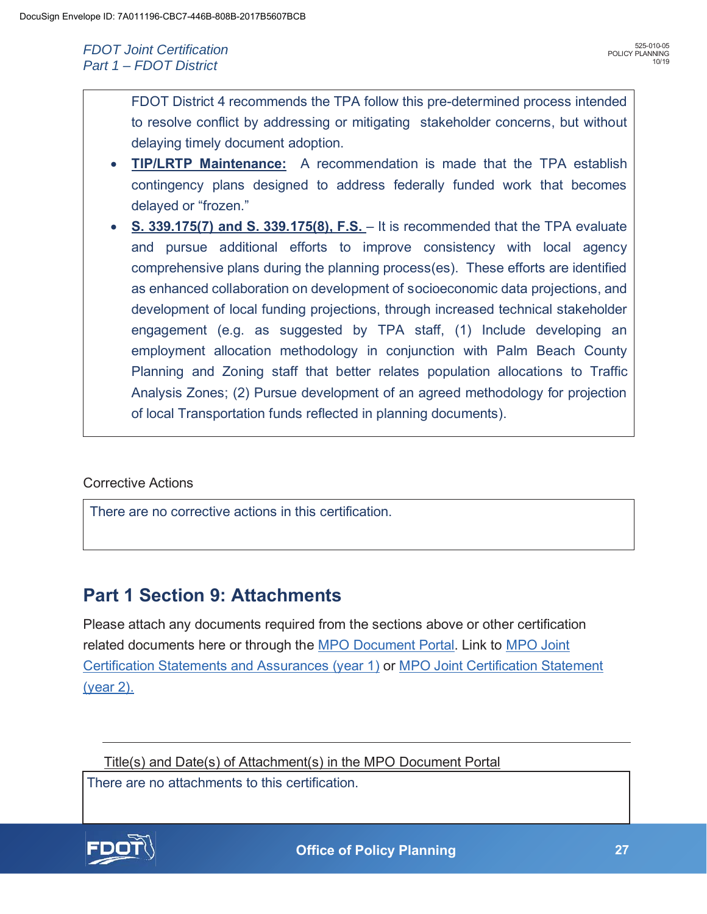FDOT District 4 recommends the TPA follow this pre-determined process intended to resolve conflict by addressing or mitigating stakeholder concerns, but without delaying timely document adoption.

- **TIP/LRTP Maintenance:** A recommendation is made that the TPA establish contingency plans designed to address federally funded work that becomes delayed or "frozen."
- **S. 339.175(7) and S. 339.175(8), F.S.** – It is recommended that the TPA evaluate and pursue additional efforts to improve consistency with local agency comprehensive plans during the planning process(es). These efforts are identified as enhanced collaboration on development of socioeconomic data projections, and development of local funding projections, through increased technical stakeholder engagement (e.g. as suggested by TPA staff, (1) Include developing an employment allocation methodology in conjunction with Palm Beach County Planning and Zoning staff that better relates population allocations to Traffic Analysis Zones; (2) Pursue development of an agreed methodology for projection of local Transportation funds reflected in planning documents).

Corrective Actions

There are no corrective actions in this certification.

## Part 1 Section 9: Attachments

Please attach any documents required from the sections above or other certification related documents here or through the MPO Document Portal. Link to MPO Joint Certification Statements and Assurances (year 1) or MPO Joint Certification Statement (year 2).

Title(s) and Date(s) of Attachment(s) in the MPO Document Portal

There are no attachments to this certification.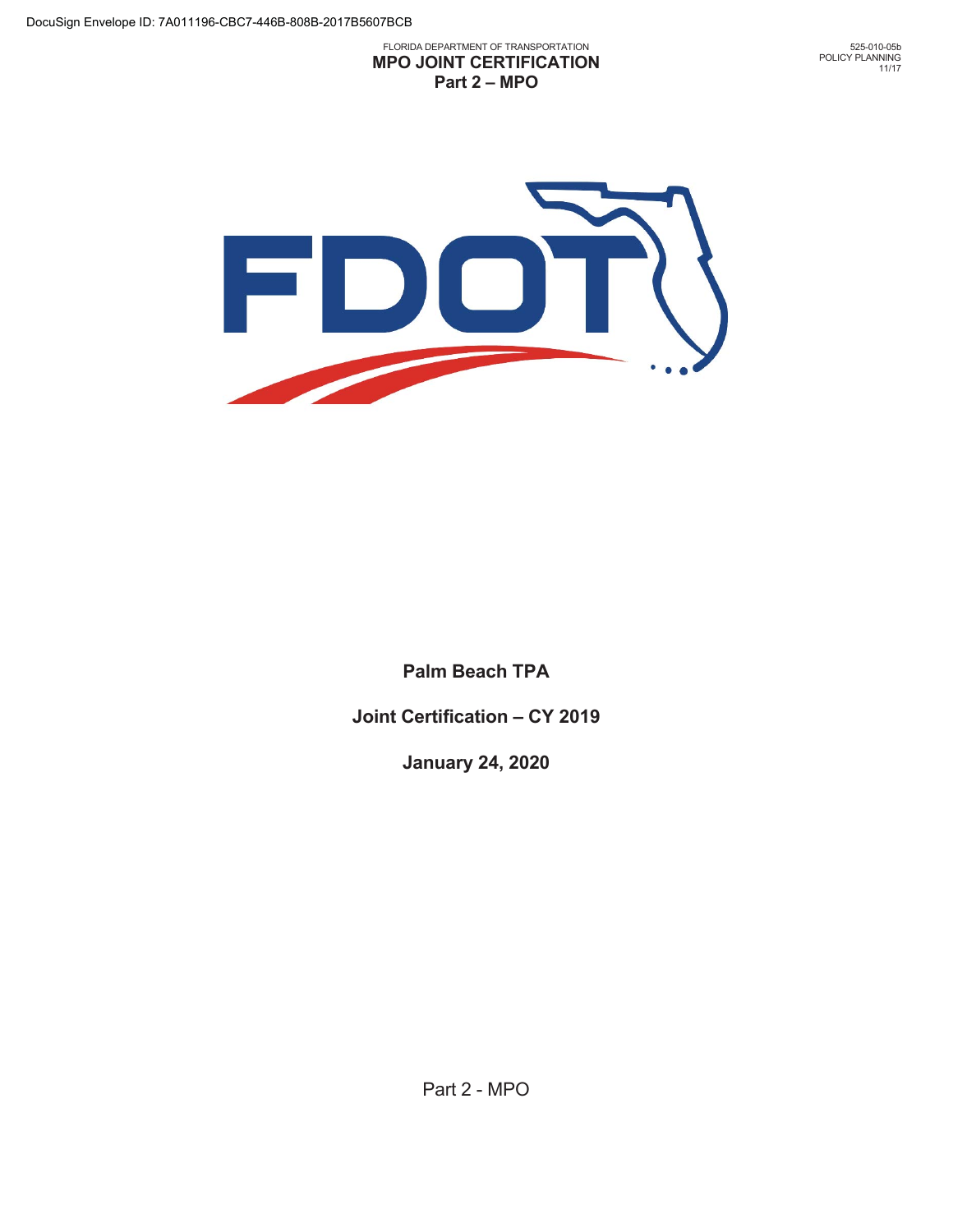DocuSign Envelope ID: 7A011196-CBC7-446B-808B-2017B5607BCB

FLORIDA DEPARTMENT OF TRANSPORTATION

# MPO JOINT CERTIFICATION

## Part 2 – MPO

525-010-05b
POLICY PLANNING
11/17

**Palm Beach TPA**

**Joint Certification – CY 2019**

**January 24, 2020**

Part 2 - MPO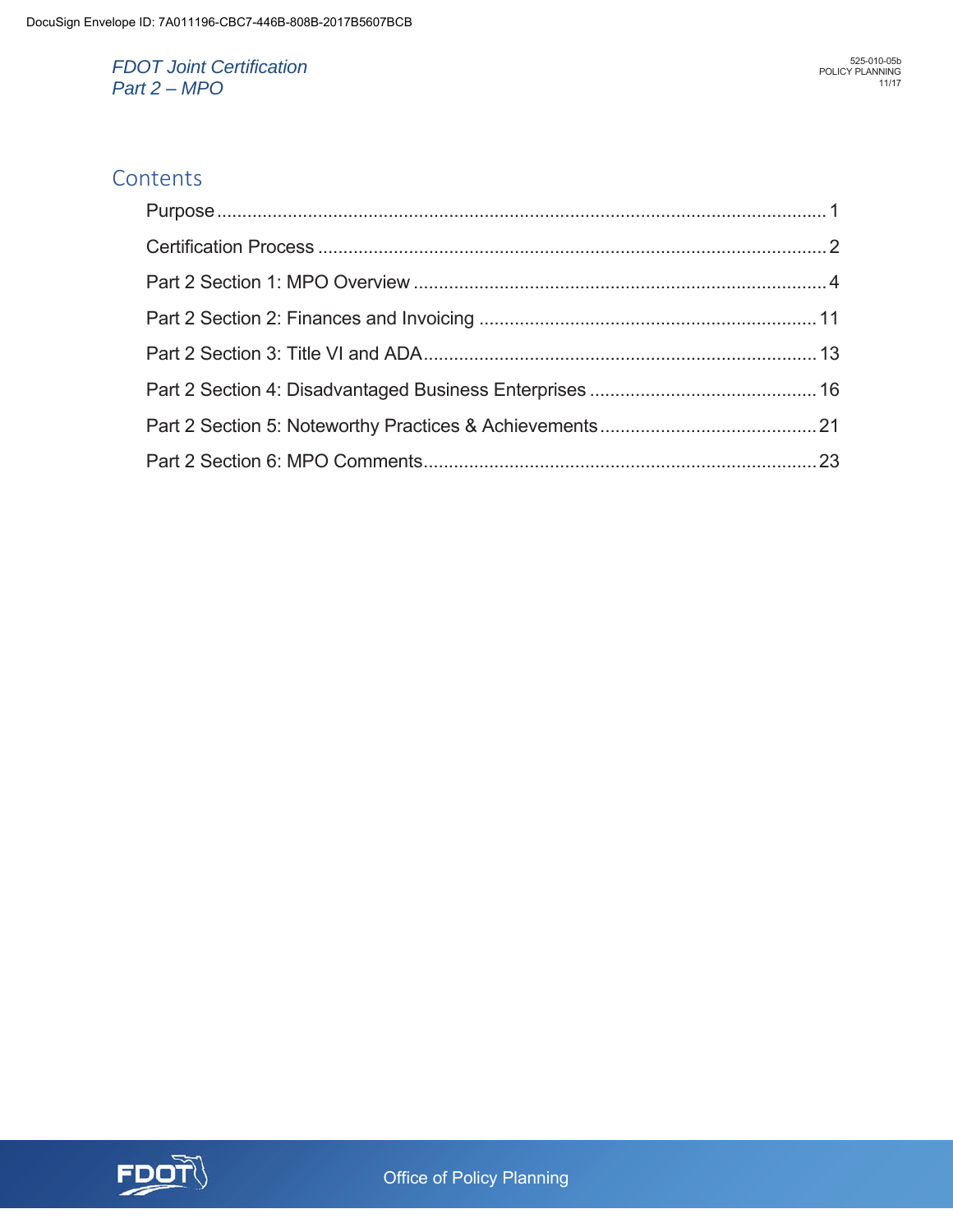## Contents

Purpose ........ 1

Certification Process ........ 2

Part 2 Section 1: MPO Overview ........ 4

Part 2 Section 2: Finances and Invoicing ........ 11

Part 2 Section 3: Title VI and ADA ........ 13

Part 2 Section 4: Disadvantaged Business Enterprises ........ 16

Part 2 Section 5: Noteworthy Practices & Achievements ........ 21

Part 2 Section 6: MPO Comments ........ 23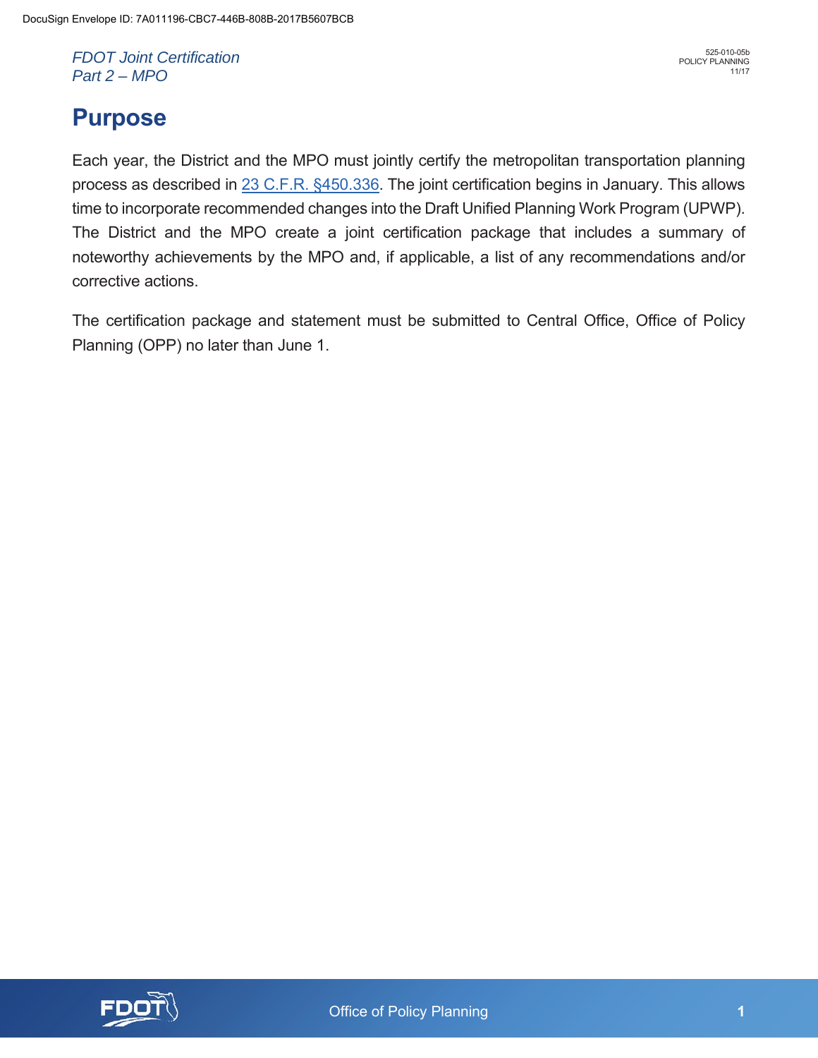# Purpose

Each year, the District and the MPO must jointly certify the metropolitan transportation planning process as described in 23 C.F.R. §450.336. The joint certification begins in January. This allows time to incorporate recommended changes into the Draft Unified Planning Work Program (UPWP). The District and the MPO create a joint certification package that includes a summary of noteworthy achievements by the MPO and, if applicable, a list of any recommendations and/or corrective actions.

The certification package and statement must be submitted to Central Office, Office of Policy Planning (OPP) no later than June 1.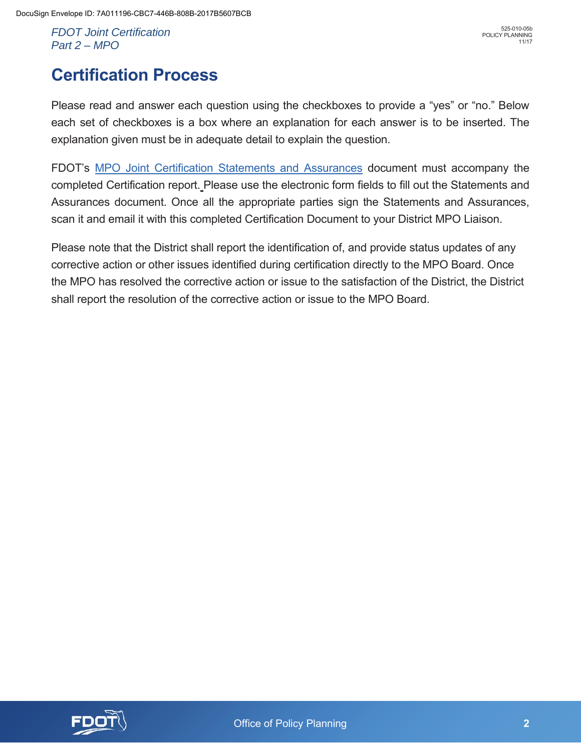# Certification Process

Please read and answer each question using the checkboxes to provide a “yes” or “no.” Below each set of checkboxes is a box where an explanation for each answer is to be inserted. The explanation given must be in adequate detail to explain the question.

FDOT’s MPO Joint Certification Statements and Assurances document must accompany the completed Certification report. Please use the electronic form fields to fill out the Statements and Assurances document. Once all the appropriate parties sign the Statements and Assurances, scan it and email it with this completed Certification Document to your District MPO Liaison.

Please note that the District shall report the identification of, and provide status updates of any corrective action or other issues identified during certification directly to the MPO Board. Once the MPO has resolved the corrective action or issue to the satisfaction of the District, the District shall report the resolution of the corrective action or issue to the MPO Board.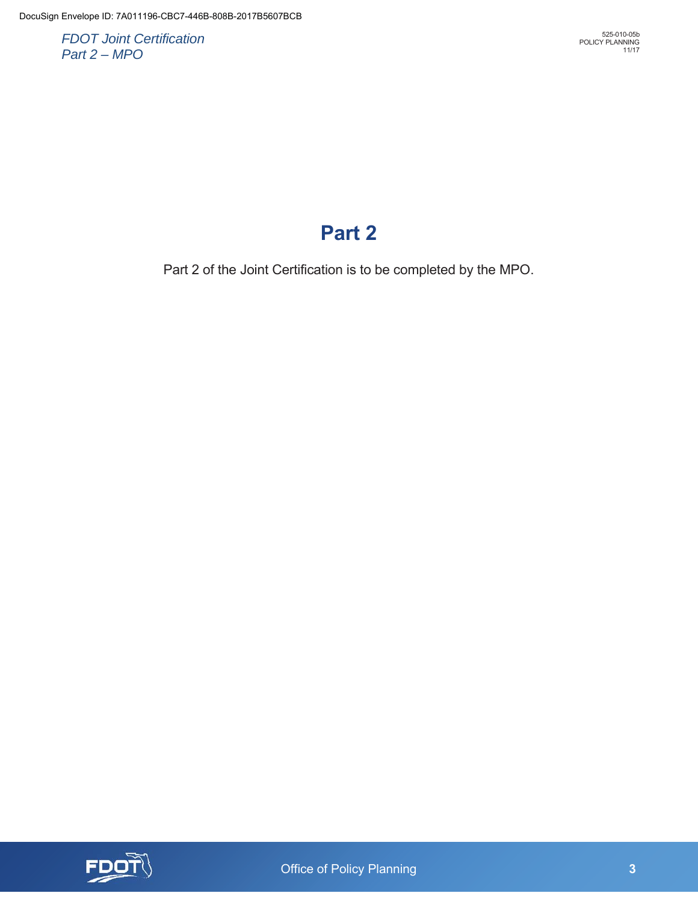# Part 2

Part 2 of the Joint Certification is to be completed by the MPO.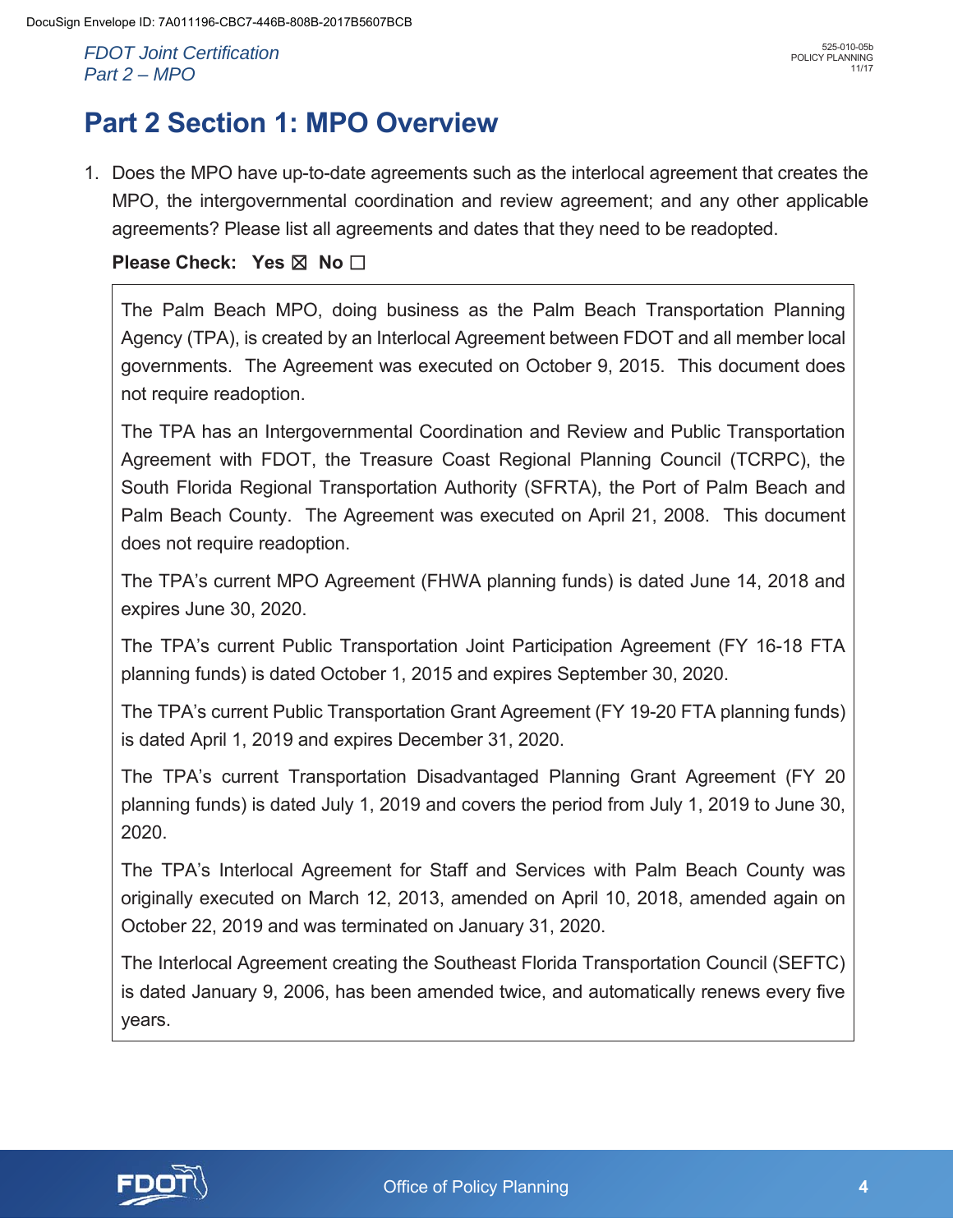# Part 2 Section 1: MPO Overview

1. Does the MPO have up-to-date agreements such as the interlocal agreement that creates the MPO, the intergovernmental coordination and review agreement; and any other applicable agreements? Please list all agreements and dates that they need to be readopted.

   **Please Check: Yes ☒ No ☐**

   The Palm Beach MPO, doing business as the Palm Beach Transportation Planning Agency (TPA), is created by an Interlocal Agreement between FDOT and all member local governments. The Agreement was executed on October 9, 2015. This document does not require readoption.

   The TPA has an Intergovernmental Coordination and Review and Public Transportation Agreement with FDOT, the Treasure Coast Regional Planning Council (TCRPC), the South Florida Regional Transportation Authority (SFRTA), the Port of Palm Beach and Palm Beach County. The Agreement was executed on April 21, 2008. This document does not require readoption.

   The TPA's current MPO Agreement (FHWA planning funds) is dated June 14, 2018 and expires June 30, 2020.

   The TPA's current Public Transportation Joint Participation Agreement (FY 16-18 FTA planning funds) is dated October 1, 2015 and expires September 30, 2020.

   The TPA's current Public Transportation Grant Agreement (FY 19-20 FTA planning funds) is dated April 1, 2019 and expires December 31, 2020.

   The TPA's current Transportation Disadvantaged Planning Grant Agreement (FY 20 planning funds) is dated July 1, 2019 and covers the period from July 1, 2019 to June 30, 2020.

   The TPA's Interlocal Agreement for Staff and Services with Palm Beach County was originally executed on March 12, 2013, amended on April 10, 2018, amended again on October 22, 2019 and was terminated on January 31, 2020.

   The Interlocal Agreement creating the Southeast Florida Transportation Council (SEFTC) is dated January 9, 2006, has been amended twice, and automatically renews every five years.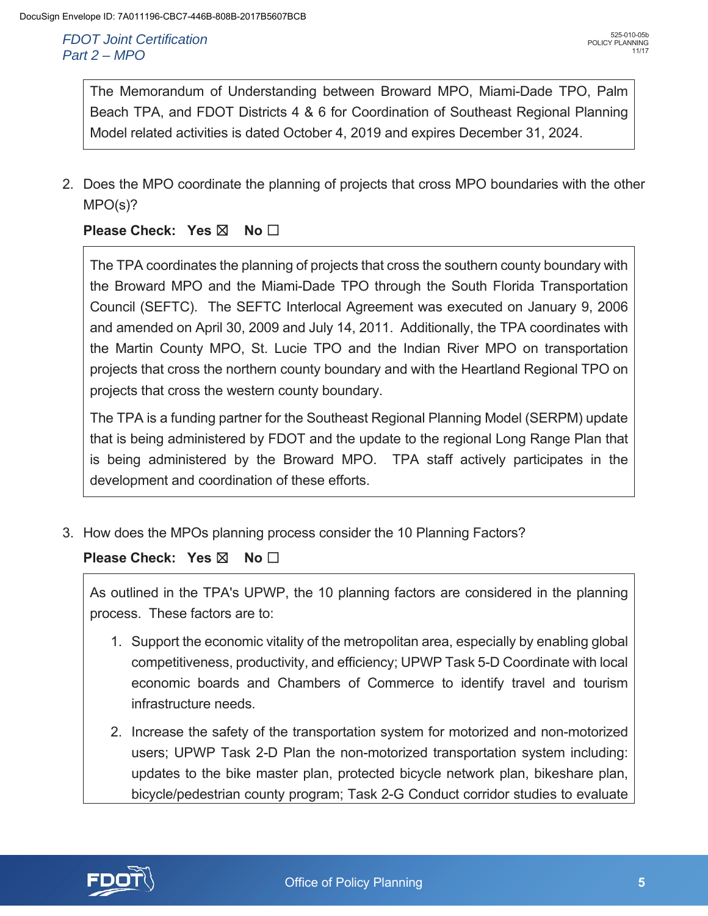The Memorandum of Understanding between Broward MPO, Miami-Dade TPO, Palm Beach TPA, and FDOT Districts 4 & 6 for Coordination of Southeast Regional Planning Model related activities is dated October 4, 2019 and expires December 31, 2024.

2. Does the MPO coordinate the planning of projects that cross MPO boundaries with the other MPO(s)?

   **Please Check: Yes ☒ No ☐**

The TPA coordinates the planning of projects that cross the southern county boundary with the Broward MPO and the Miami-Dade TPO through the South Florida Transportation Council (SEFTC). The SEFTC Interlocal Agreement was executed on January 9, 2006 and amended on April 30, 2009 and July 14, 2011. Additionally, the TPA coordinates with the Martin County MPO, St. Lucie TPO and the Indian River MPO on transportation projects that cross the northern county boundary and with the Heartland Regional TPO on projects that cross the western county boundary.

The TPA is a funding partner for the Southeast Regional Planning Model (SERPM) update that is being administered by FDOT and the update to the regional Long Range Plan that is being administered by the Broward MPO. TPA staff actively participates in the development and coordination of these efforts.

3. How does the MPOs planning process consider the 10 Planning Factors?

   **Please Check: Yes ☒ No ☐**

As outlined in the TPA's UPWP, the 10 planning factors are considered in the planning process. These factors are to:

1. Support the economic vitality of the metropolitan area, especially by enabling global competitiveness, productivity, and efficiency; UPWP Task 5-D Coordinate with local economic boards and Chambers of Commerce to identify travel and tourism infrastructure needs.
2. Increase the safety of the transportation system for motorized and non-motorized users; UPWP Task 2-D Plan the non-motorized transportation system including: updates to the bike master plan, protected bicycle network plan, bikeshare plan, bicycle/pedestrian county program; Task 2-G Conduct corridor studies to evaluate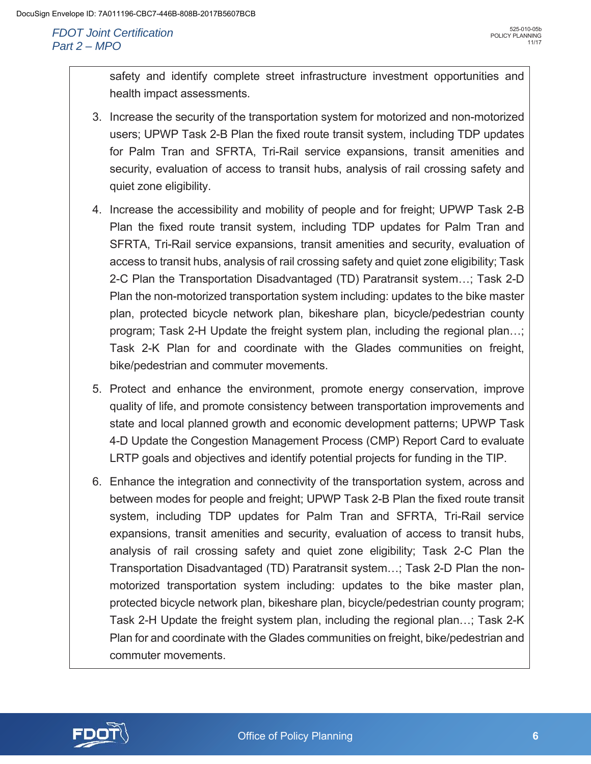safety and identify complete street infrastructure investment opportunities and health impact assessments.

3. Increase the security of the transportation system for motorized and non-motorized users; UPWP Task 2-B Plan the fixed route transit system, including TDP updates for Palm Tran and SFRTA, Tri-Rail service expansions, transit amenities and security, evaluation of access to transit hubs, analysis of rail crossing safety and quiet zone eligibility.
4. Increase the accessibility and mobility of people and for freight; UPWP Task 2-B Plan the fixed route transit system, including TDP updates for Palm Tran and SFRTA, Tri-Rail service expansions, transit amenities and security, evaluation of access to transit hubs, analysis of rail crossing safety and quiet zone eligibility; Task 2-C Plan the Transportation Disadvantaged (TD) Paratransit system…; Task 2-D Plan the non-motorized transportation system including: updates to the bike master plan, protected bicycle network plan, bikeshare plan, bicycle/pedestrian county program; Task 2-H Update the freight system plan, including the regional plan…; Task 2-K Plan for and coordinate with the Glades communities on freight, bike/pedestrian and commuter movements.
5. Protect and enhance the environment, promote energy conservation, improve quality of life, and promote consistency between transportation improvements and state and local planned growth and economic development patterns; UPWP Task 4-D Update the Congestion Management Process (CMP) Report Card to evaluate LRTP goals and objectives and identify potential projects for funding in the TIP.
6. Enhance the integration and connectivity of the transportation system, across and between modes for people and freight; UPWP Task 2-B Plan the fixed route transit system, including TDP updates for Palm Tran and SFRTA, Tri-Rail service expansions, transit amenities and security, evaluation of access to transit hubs, analysis of rail crossing safety and quiet zone eligibility; Task 2-C Plan the Transportation Disadvantaged (TD) Paratransit system…; Task 2-D Plan the non-motorized transportation system including: updates to the bike master plan, protected bicycle network plan, bikeshare plan, bicycle/pedestrian county program; Task 2-H Update the freight system plan, including the regional plan…; Task 2-K Plan for and coordinate with the Glades communities on freight, bike/pedestrian and commuter movements.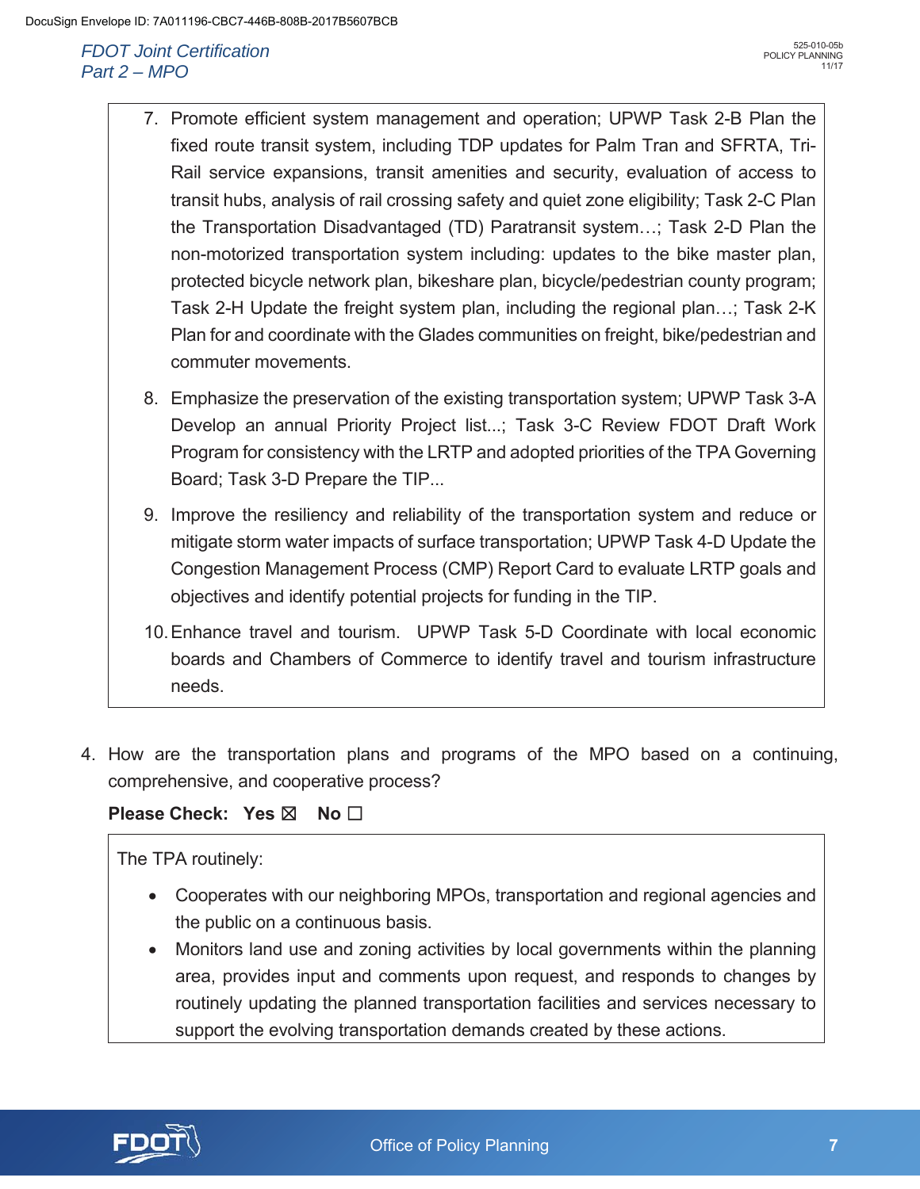7. Promote efficient system management and operation; UPWP Task 2-B Plan the fixed route transit system, including TDP updates for Palm Tran and SFRTA, Tri-Rail service expansions, transit amenities and security, evaluation of access to transit hubs, analysis of rail crossing safety and quiet zone eligibility; Task 2-C Plan the Transportation Disadvantaged (TD) Paratransit system…; Task 2-D Plan the non-motorized transportation system including: updates to the bike master plan, protected bicycle network plan, bikeshare plan, bicycle/pedestrian county program; Task 2-H Update the freight system plan, including the regional plan…; Task 2-K Plan for and coordinate with the Glades communities on freight, bike/pedestrian and commuter movements.
8. Emphasize the preservation of the existing transportation system; UPWP Task 3-A Develop an annual Priority Project list...; Task 3-C Review FDOT Draft Work Program for consistency with the LRTP and adopted priorities of the TPA Governing Board; Task 3-D Prepare the TIP...
9. Improve the resiliency and reliability of the transportation system and reduce or mitigate storm water impacts of surface transportation; UPWP Task 4-D Update the Congestion Management Process (CMP) Report Card to evaluate LRTP goals and objectives and identify potential projects for funding in the TIP.
10. Enhance travel and tourism. UPWP Task 5-D Coordinate with local economic boards and Chambers of Commerce to identify travel and tourism infrastructure needs.

4. How are the transportation plans and programs of the MPO based on a continuing, comprehensive, and cooperative process?

**Please Check: Yes ☒ No ☐**

The TPA routinely:

- Cooperates with our neighboring MPOs, transportation and regional agencies and the public on a continuous basis.
- Monitors land use and zoning activities by local governments within the planning area, provides input and comments upon request, and responds to changes by routinely updating the planned transportation facilities and services necessary to support the evolving transportation demands created by these actions.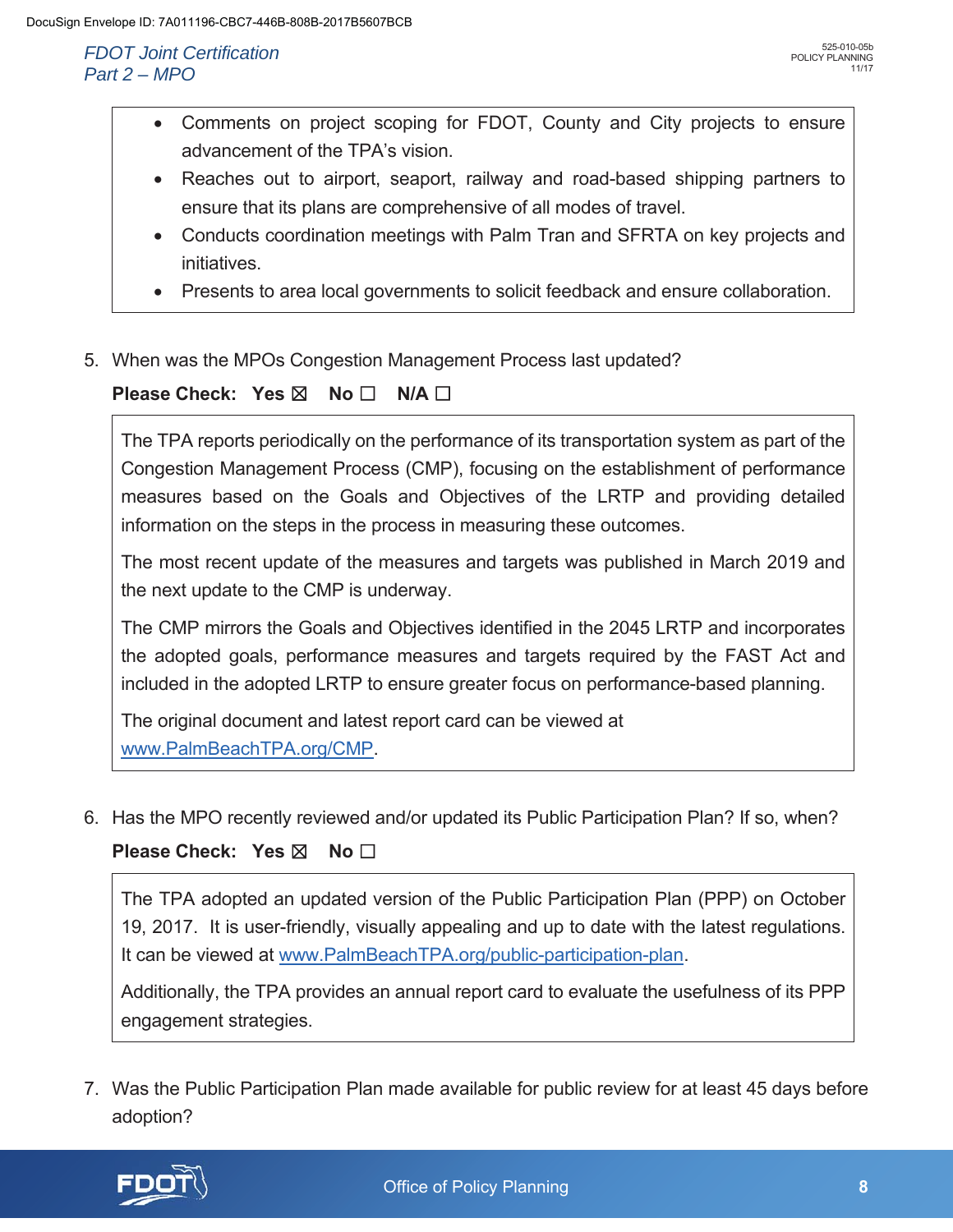- Comments on project scoping for FDOT, County and City projects to ensure advancement of the TPA's vision.
- Reaches out to airport, seaport, railway and road-based shipping partners to ensure that its plans are comprehensive of all modes of travel.
- Conducts coordination meetings with Palm Tran and SFRTA on key projects and initiatives.
- Presents to area local governments to solicit feedback and ensure collaboration.

5. When was the MPOs Congestion Management Process last updated?

**Please Check: Yes ☒ No ☐ N/A ☐**

The TPA reports periodically on the performance of its transportation system as part of the Congestion Management Process (CMP), focusing on the establishment of performance measures based on the Goals and Objectives of the LRTP and providing detailed information on the steps in the process in measuring these outcomes.

The most recent update of the measures and targets was published in March 2019 and the next update to the CMP is underway.

The CMP mirrors the Goals and Objectives identified in the 2045 LRTP and incorporates the adopted goals, performance measures and targets required by the FAST Act and included in the adopted LRTP to ensure greater focus on performance-based planning.

The original document and latest report card can be viewed at [www.PalmBeachTPA.org/CMP](www.PalmBeachTPA.org/CMP).

6. Has the MPO recently reviewed and/or updated its Public Participation Plan? If so, when?

**Please Check: Yes ☒ No ☐**

The TPA adopted an updated version of the Public Participation Plan (PPP) on October 19, 2017. It is user-friendly, visually appealing and up to date with the latest regulations. It can be viewed at [www.PalmBeachTPA.org/public-participation-plan](www.PalmBeachTPA.org/public-participation-plan).

Additionally, the TPA provides an annual report card to evaluate the usefulness of its PPP engagement strategies.

7. Was the Public Participation Plan made available for public review for at least 45 days before adoption?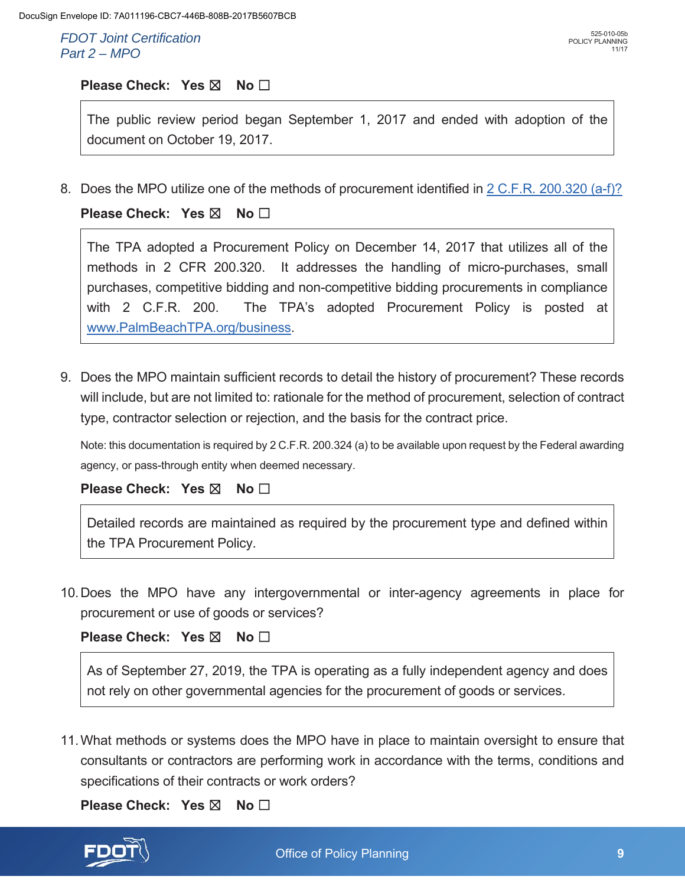**Please Check: Yes ☒ No ☐**

> The public review period began September 1, 2017 and ended with adoption of the document on October 19, 2017.

8. Does the MPO utilize one of the methods of procurement identified in [2 C.F.R. 200.320 (a-f)?](2 C.F.R. 200.320 (a-f))

**Please Check: Yes ☒ No ☐**

> The TPA adopted a Procurement Policy on December 14, 2017 that utilizes all of the methods in 2 CFR 200.320. It addresses the handling of micro-purchases, small purchases, competitive bidding and non-competitive bidding procurements in compliance with 2 C.F.R. 200. The TPA's adopted Procurement Policy is posted at [www.PalmBeachTPA.org/business](www.PalmBeachTPA.org/business).

9. Does the MPO maintain sufficient records to detail the history of procurement? These records will include, but are not limited to: rationale for the method of procurement, selection of contract type, contractor selection or rejection, and the basis for the contract price.

Note: this documentation is required by 2 C.F.R. 200.324 (a) to be available upon request by the Federal awarding agency, or pass-through entity when deemed necessary.

**Please Check: Yes ☒ No ☐**

> Detailed records are maintained as required by the procurement type and defined within the TPA Procurement Policy.

10. Does the MPO have any intergovernmental or inter-agency agreements in place for procurement or use of goods or services?

**Please Check: Yes ☒ No ☐**

> As of September 27, 2019, the TPA is operating as a fully independent agency and does not rely on other governmental agencies for the procurement of goods or services.

11. What methods or systems does the MPO have in place to maintain oversight to ensure that consultants or contractors are performing work in accordance with the terms, conditions and specifications of their contracts or work orders?

**Please Check: Yes ☒ No ☐**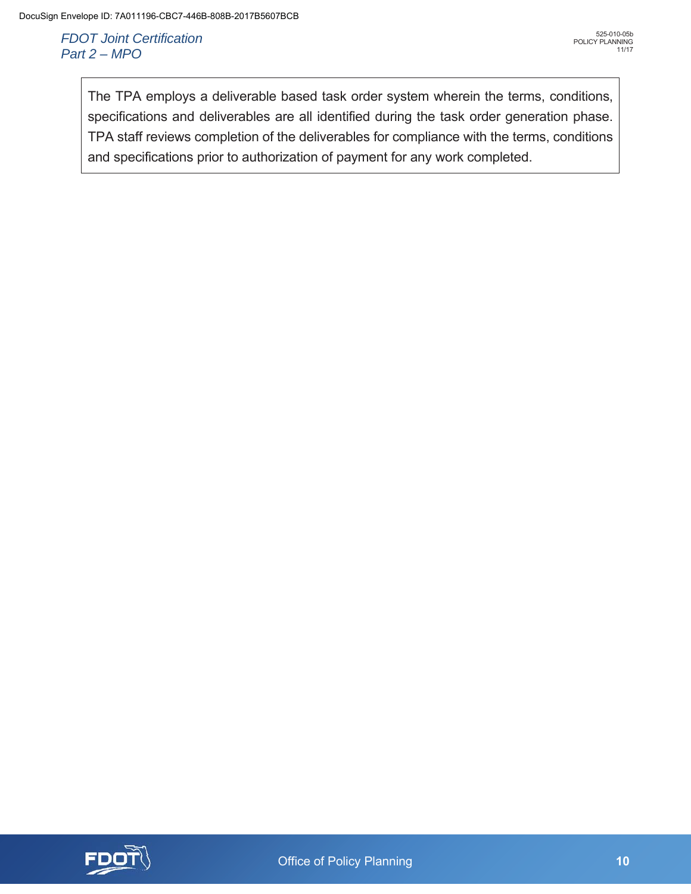The TPA employs a deliverable based task order system wherein the terms, conditions, specifications and deliverables are all identified during the task order generation phase. TPA staff reviews completion of the deliverables for compliance with the terms, conditions and specifications prior to authorization of payment for any work completed.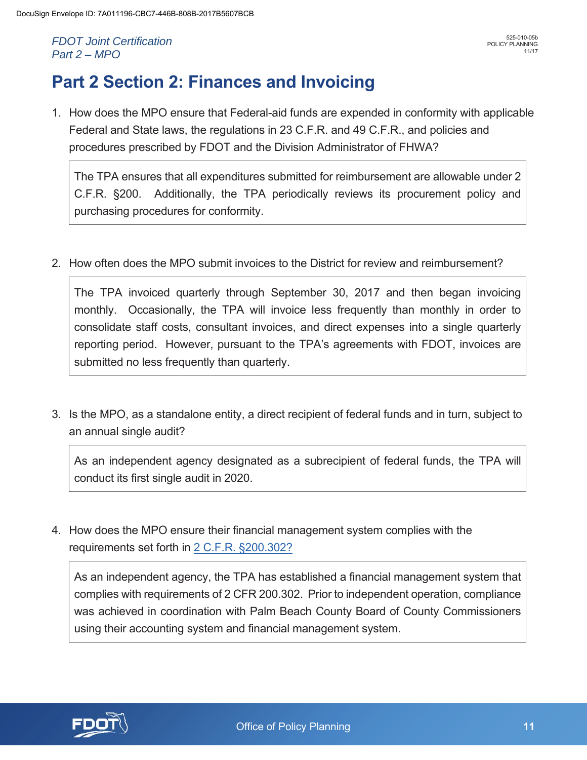# Part 2 Section 2: Finances and Invoicing

1. How does the MPO ensure that Federal-aid funds are expended in conformity with applicable Federal and State laws, the regulations in 23 C.F.R. and 49 C.F.R., and policies and procedures prescribed by FDOT and the Division Administrator of FHWA?

   > The TPA ensures that all expenditures submitted for reimbursement are allowable under 2 C.F.R. §200. Additionally, the TPA periodically reviews its procurement policy and purchasing procedures for conformity.

2. How often does the MPO submit invoices to the District for review and reimbursement?

   > The TPA invoiced quarterly through September 30, 2017 and then began invoicing monthly. Occasionally, the TPA will invoice less frequently than monthly in order to consolidate staff costs, consultant invoices, and direct expenses into a single quarterly reporting period. However, pursuant to the TPA's agreements with FDOT, invoices are submitted no less frequently than quarterly.

3. Is the MPO, as a standalone entity, a direct recipient of federal funds and in turn, subject to an annual single audit?

   > As an independent agency designated as a subrecipient of federal funds, the TPA will conduct its first single audit in 2020.

4. How does the MPO ensure their financial management system complies with the requirements set forth in 2 C.F.R. §200.302?

   > As an independent agency, the TPA has established a financial management system that complies with requirements of 2 CFR 200.302. Prior to independent operation, compliance was achieved in coordination with Palm Beach County Board of County Commissioners using their accounting system and financial management system.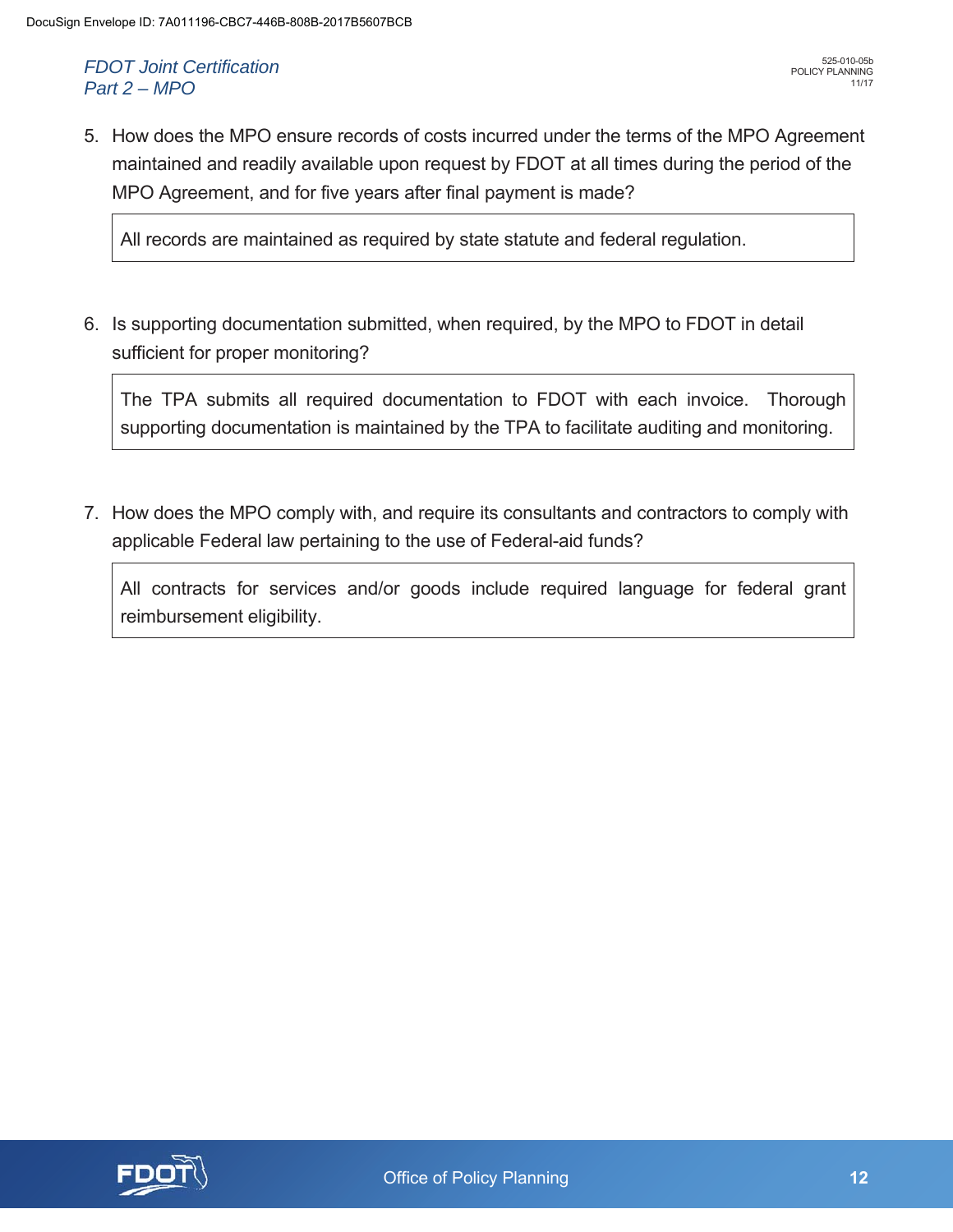5. How does the MPO ensure records of costs incurred under the terms of the MPO Agreement maintained and readily available upon request by FDOT at all times during the period of the MPO Agreement, and for five years after final payment is made?

   All records are maintained as required by state statute and federal regulation.

6. Is supporting documentation submitted, when required, by the MPO to FDOT in detail sufficient for proper monitoring?

   The TPA submits all required documentation to FDOT with each invoice. Thorough supporting documentation is maintained by the TPA to facilitate auditing and monitoring.

7. How does the MPO comply with, and require its consultants and contractors to comply with applicable Federal law pertaining to the use of Federal-aid funds?

   All contracts for services and/or goods include required language for federal grant reimbursement eligibility.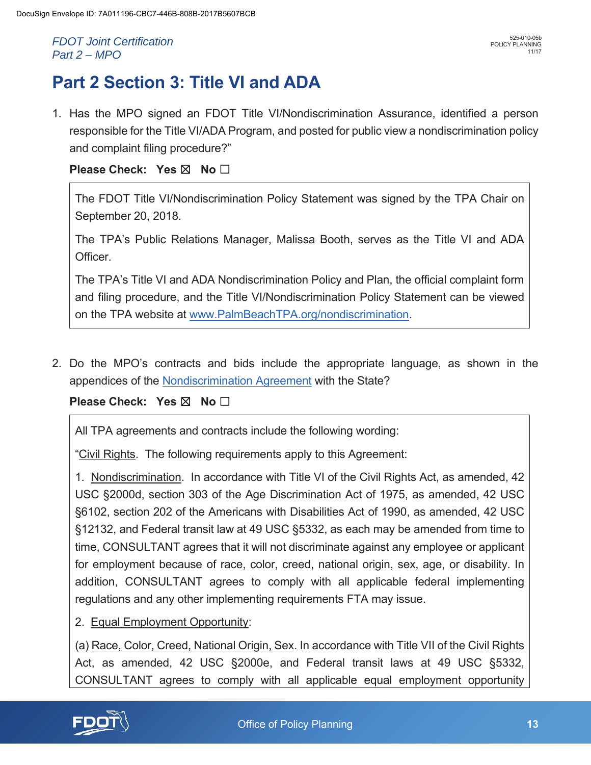# Part 2 Section 3: Title VI and ADA

1. Has the MPO signed an FDOT Title VI/Nondiscrimination Assurance, identified a person responsible for the Title VI/ADA Program, and posted for public view a nondiscrimination policy and complaint filing procedure?"

   **Please Check: Yes ☒ No ☐**

   > The FDOT Title VI/Nondiscrimination Policy Statement was signed by the TPA Chair on September 20, 2018.
   >
   > The TPA's Public Relations Manager, Malissa Booth, serves as the Title VI and ADA Officer.
   >
   > The TPA's Title VI and ADA Nondiscrimination Policy and Plan, the official complaint form and filing procedure, and the Title VI/Nondiscrimination Policy Statement can be viewed on the TPA website at www.PalmBeachTPA.org/nondiscrimination.

2. Do the MPO's contracts and bids include the appropriate language, as shown in the appendices of the Nondiscrimination Agreement with the State?

   **Please Check: Yes ☒ No ☐**

   > All TPA agreements and contracts include the following wording:
   >
   > "Civil Rights. The following requirements apply to this Agreement:
   >
   > 1. Nondiscrimination. In accordance with Title VI of the Civil Rights Act, as amended, 42 USC §2000d, section 303 of the Age Discrimination Act of 1975, as amended, 42 USC §6102, section 202 of the Americans with Disabilities Act of 1990, as amended, 42 USC §12132, and Federal transit law at 49 USC §5332, as each may be amended from time to time, CONSULTANT agrees that it will not discriminate against any employee or applicant for employment because of race, color, creed, national origin, sex, age, or disability. In addition, CONSULTANT agrees to comply with all applicable federal implementing regulations and any other implementing requirements FTA may issue.
   >
   > 2. Equal Employment Opportunity:
   >
   > (a) Race, Color, Creed, National Origin, Sex. In accordance with Title VII of the Civil Rights Act, as amended, 42 USC §2000e, and Federal transit laws at 49 USC §5332, CONSULTANT agrees to comply with all applicable equal employment opportunity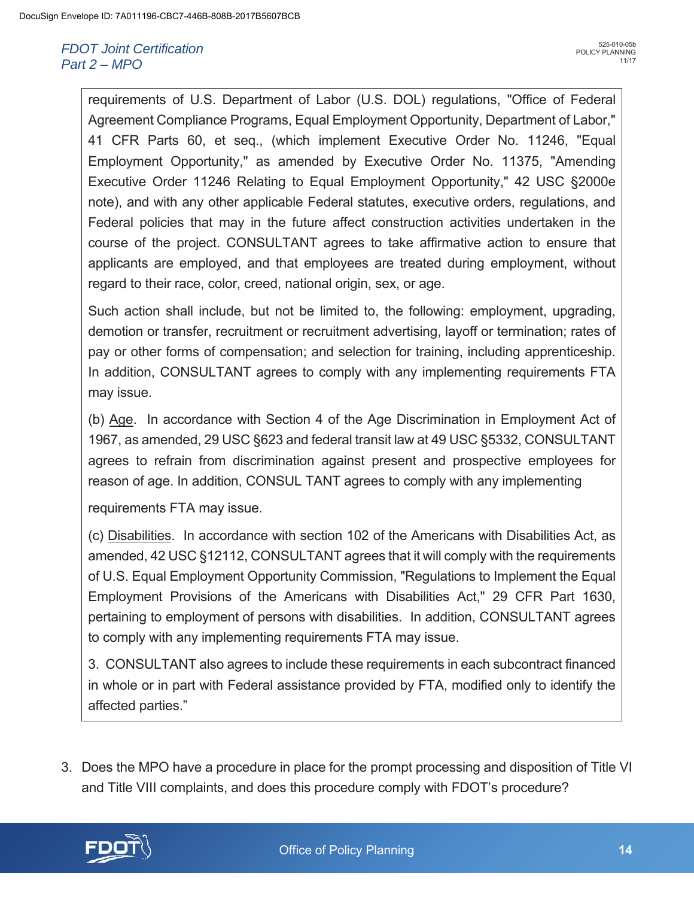requirements of U.S. Department of Labor (U.S. DOL) regulations, "Office of Federal Agreement Compliance Programs, Equal Employment Opportunity, Department of Labor," 41 CFR Parts 60, et seq., (which implement Executive Order No. 11246, "Equal Employment Opportunity," as amended by Executive Order No. 11375, "Amending Executive Order 11246 Relating to Equal Employment Opportunity," 42 USC §2000e note), and with any other applicable Federal statutes, executive orders, regulations, and Federal policies that may in the future affect construction activities undertaken in the course of the project. CONSULTANT agrees to take affirmative action to ensure that applicants are employed, and that employees are treated during employment, without regard to their race, color, creed, national origin, sex, or age.

Such action shall include, but not be limited to, the following: employment, upgrading, demotion or transfer, recruitment or recruitment advertising, layoff or termination; rates of pay or other forms of compensation; and selection for training, including apprenticeship. In addition, CONSULTANT agrees to comply with any implementing requirements FTA may issue.

(b) Age. In accordance with Section 4 of the Age Discrimination in Employment Act of 1967, as amended, 29 USC §623 and federal transit law at 49 USC §5332, CONSULTANT agrees to refrain from discrimination against present and prospective employees for reason of age. In addition, CONSUL TANT agrees to comply with any implementing requirements FTA may issue.

(c) Disabilities. In accordance with section 102 of the Americans with Disabilities Act, as amended, 42 USC §12112, CONSULTANT agrees that it will comply with the requirements of U.S. Equal Employment Opportunity Commission, "Regulations to Implement the Equal Employment Provisions of the Americans with Disabilities Act," 29 CFR Part 1630, pertaining to employment of persons with disabilities. In addition, CONSULTANT agrees to comply with any implementing requirements FTA may issue.

3. CONSULTANT also agrees to include these requirements in each subcontract financed in whole or in part with Federal assistance provided by FTA, modified only to identify the affected parties."

3. Does the MPO have a procedure in place for the prompt processing and disposition of Title VI and Title VIII complaints, and does this procedure comply with FDOT's procedure?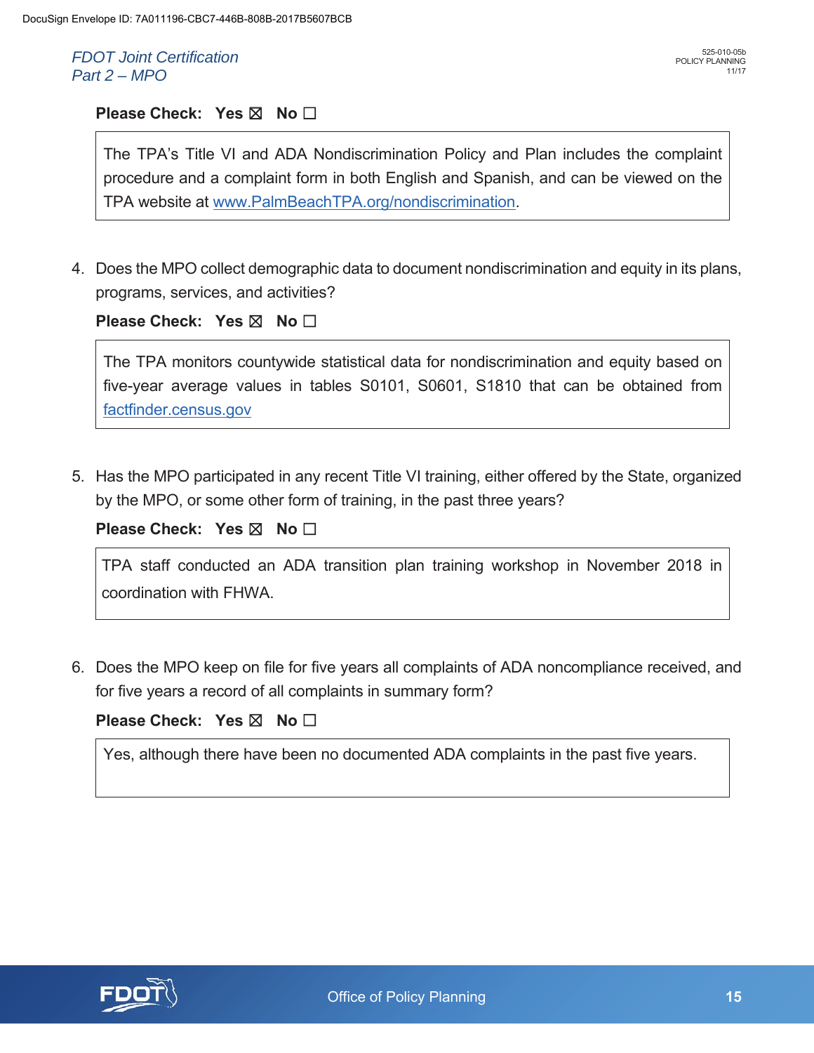**Please Check: Yes ☒ No ☐**

> The TPA's Title VI and ADA Nondiscrimination Policy and Plan includes the complaint procedure and a complaint form in both English and Spanish, and can be viewed on the TPA website at www.PalmBeachTPA.org/nondiscrimination.

4. Does the MPO collect demographic data to document nondiscrimination and equity in its plans, programs, services, and activities?

**Please Check: Yes ☒ No ☐**

> The TPA monitors countywide statistical data for nondiscrimination and equity based on five-year average values in tables S0101, S0601, S1810 that can be obtained from factfinder.census.gov

5. Has the MPO participated in any recent Title VI training, either offered by the State, organized by the MPO, or some other form of training, in the past three years?

**Please Check: Yes ☒ No ☐**

> TPA staff conducted an ADA transition plan training workshop in November 2018 in coordination with FHWA.

6. Does the MPO keep on file for five years all complaints of ADA noncompliance received, and for five years a record of all complaints in summary form?

**Please Check: Yes ☒ No ☐**

> Yes, although there have been no documented ADA complaints in the past five years.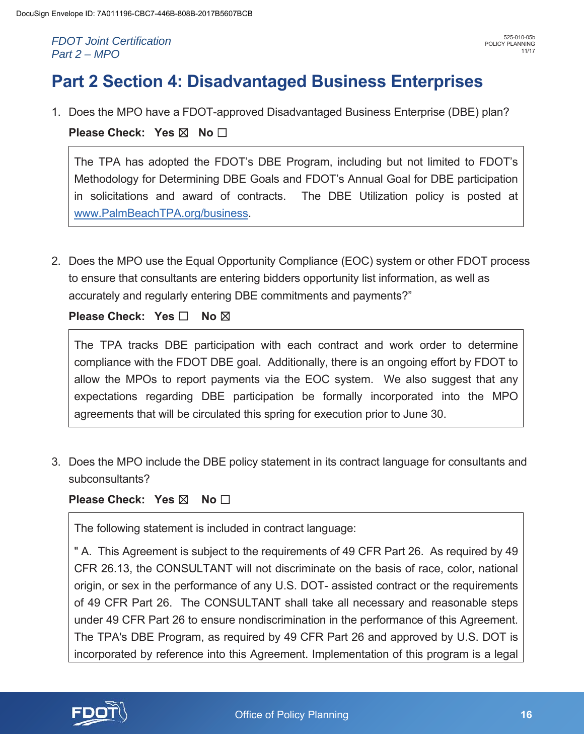# Part 2 Section 4: Disadvantaged Business Enterprises

1. Does the MPO have a FDOT-approved Disadvantaged Business Enterprise (DBE) plan?

   **Please Check: Yes ☒ No ☐**

   > The TPA has adopted the FDOT's DBE Program, including but not limited to FDOT's Methodology for Determining DBE Goals and FDOT's Annual Goal for DBE participation in solicitations and award of contracts. The DBE Utilization policy is posted at www.PalmBeachTPA.org/business.

2. Does the MPO use the Equal Opportunity Compliance (EOC) system or other FDOT process to ensure that consultants are entering bidders opportunity list information, as well as accurately and regularly entering DBE commitments and payments?"

   **Please Check: Yes ☐ No ☒**

   > The TPA tracks DBE participation with each contract and work order to determine compliance with the FDOT DBE goal. Additionally, there is an ongoing effort by FDOT to allow the MPOs to report payments via the EOC system. We also suggest that any expectations regarding DBE participation be formally incorporated into the MPO agreements that will be circulated this spring for execution prior to June 30.

3. Does the MPO include the DBE policy statement in its contract language for consultants and subconsultants?

   **Please Check: Yes ☒ No ☐**

   > The following statement is included in contract language:
   >
   > " A. This Agreement is subject to the requirements of 49 CFR Part 26. As required by 49 CFR 26.13, the CONSULTANT will not discriminate on the basis of race, color, national origin, or sex in the performance of any U.S. DOT- assisted contract or the requirements of 49 CFR Part 26. The CONSULTANT shall take all necessary and reasonable steps under 49 CFR Part 26 to ensure nondiscrimination in the performance of this Agreement. The TPA's DBE Program, as required by 49 CFR Part 26 and approved by U.S. DOT is incorporated by reference into this Agreement. Implementation of this program is a legal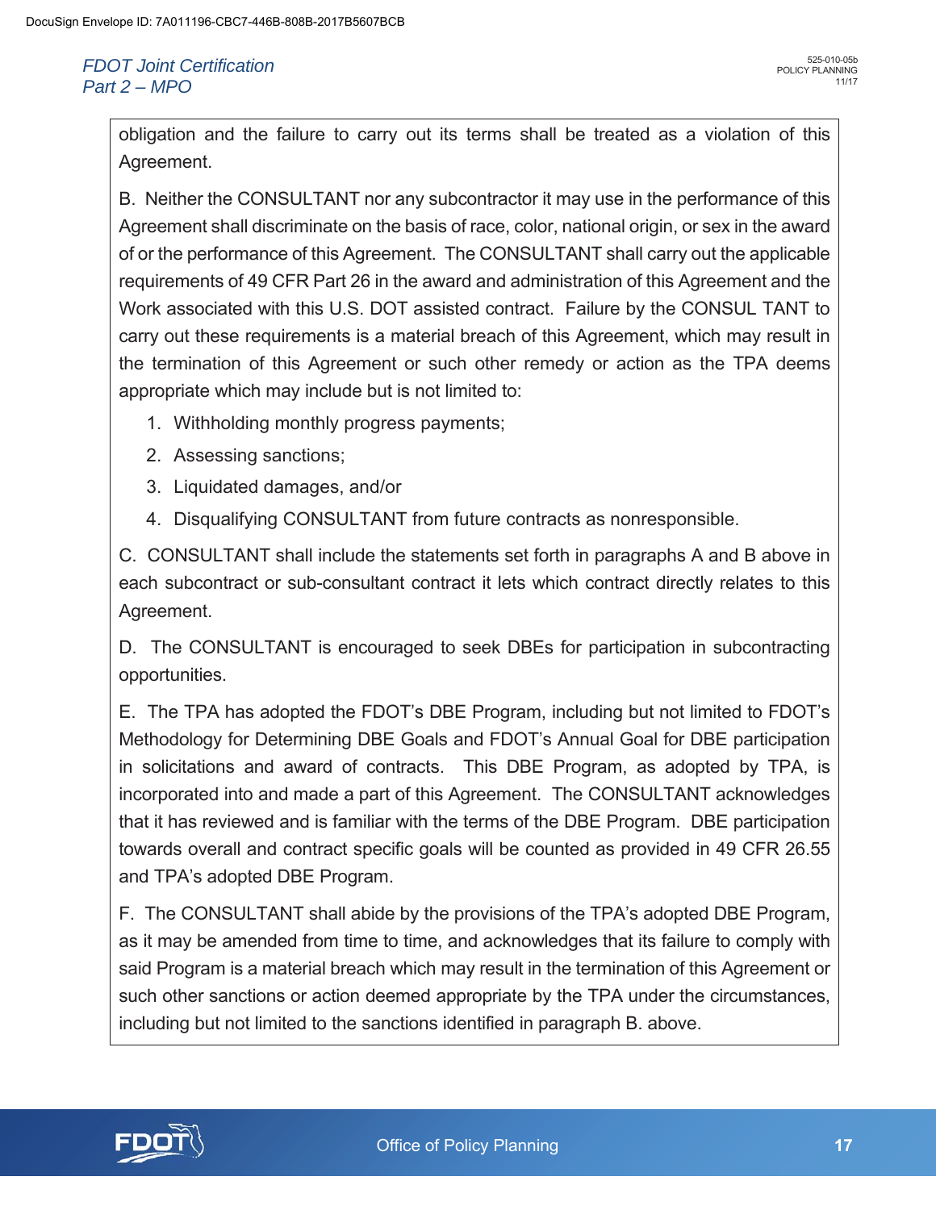obligation and the failure to carry out its terms shall be treated as a violation of this Agreement.

B. Neither the CONSULTANT nor any subcontractor it may use in the performance of this Agreement shall discriminate on the basis of race, color, national origin, or sex in the award of or the performance of this Agreement. The CONSULTANT shall carry out the applicable requirements of 49 CFR Part 26 in the award and administration of this Agreement and the Work associated with this U.S. DOT assisted contract. Failure by the CONSUL TANT to carry out these requirements is a material breach of this Agreement, which may result in the termination of this Agreement or such other remedy or action as the TPA deems appropriate which may include but is not limited to:

1. Withholding monthly progress payments;
2. Assessing sanctions;
3. Liquidated damages, and/or
4. Disqualifying CONSULTANT from future contracts as nonresponsible.

C. CONSULTANT shall include the statements set forth in paragraphs A and B above in each subcontract or sub-consultant contract it lets which contract directly relates to this Agreement.

D. The CONSULTANT is encouraged to seek DBEs for participation in subcontracting opportunities.

E. The TPA has adopted the FDOT's DBE Program, including but not limited to FDOT's Methodology for Determining DBE Goals and FDOT's Annual Goal for DBE participation in solicitations and award of contracts. This DBE Program, as adopted by TPA, is incorporated into and made a part of this Agreement. The CONSULTANT acknowledges that it has reviewed and is familiar with the terms of the DBE Program. DBE participation towards overall and contract specific goals will be counted as provided in 49 CFR 26.55 and TPA's adopted DBE Program.

F. The CONSULTANT shall abide by the provisions of the TPA's adopted DBE Program, as it may be amended from time to time, and acknowledges that its failure to comply with said Program is a material breach which may result in the termination of this Agreement or such other sanctions or action deemed appropriate by the TPA under the circumstances, including but not limited to the sanctions identified in paragraph B. above.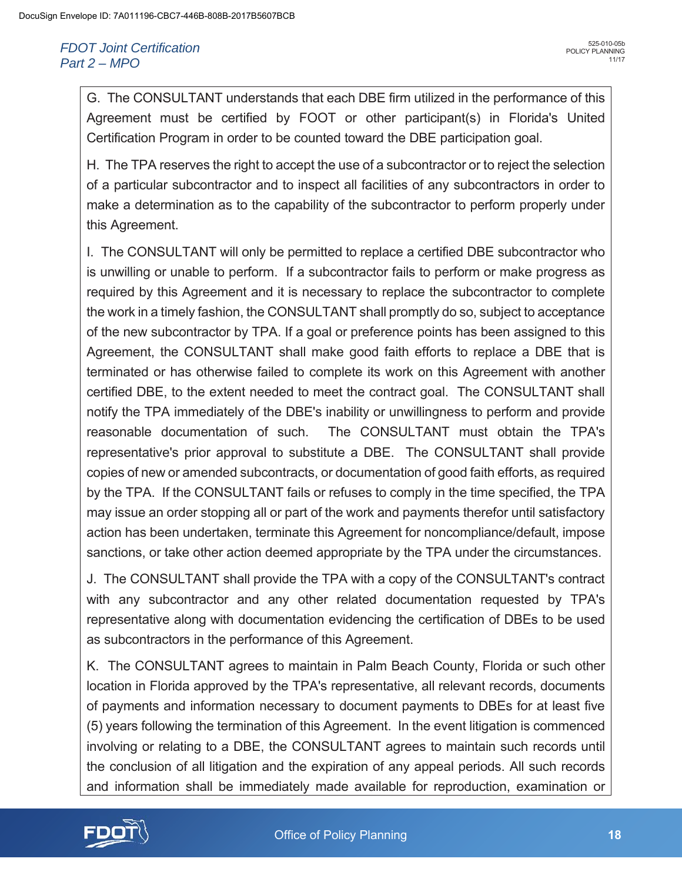G. The CONSULTANT understands that each DBE firm utilized in the performance of this Agreement must be certified by FOOT or other participant(s) in Florida's United Certification Program in order to be counted toward the DBE participation goal.

H. The TPA reserves the right to accept the use of a subcontractor or to reject the selection of a particular subcontractor and to inspect all facilities of any subcontractors in order to make a determination as to the capability of the subcontractor to perform properly under this Agreement.

I. The CONSULTANT will only be permitted to replace a certified DBE subcontractor who is unwilling or unable to perform. If a subcontractor fails to perform or make progress as required by this Agreement and it is necessary to replace the subcontractor to complete the work in a timely fashion, the CONSULTANT shall promptly do so, subject to acceptance of the new subcontractor by TPA. If a goal or preference points has been assigned to this Agreement, the CONSULTANT shall make good faith efforts to replace a DBE that is terminated or has otherwise failed to complete its work on this Agreement with another certified DBE, to the extent needed to meet the contract goal. The CONSULTANT shall notify the TPA immediately of the DBE's inability or unwillingness to perform and provide reasonable documentation of such. The CONSULTANT must obtain the TPA's representative's prior approval to substitute a DBE. The CONSULTANT shall provide copies of new or amended subcontracts, or documentation of good faith efforts, as required by the TPA. If the CONSULTANT fails or refuses to comply in the time specified, the TPA may issue an order stopping all or part of the work and payments therefor until satisfactory action has been undertaken, terminate this Agreement for noncompliance/default, impose sanctions, or take other action deemed appropriate by the TPA under the circumstances.

J. The CONSULTANT shall provide the TPA with a copy of the CONSULTANT's contract with any subcontractor and any other related documentation requested by TPA's representative along with documentation evidencing the certification of DBEs to be used as subcontractors in the performance of this Agreement.

K. The CONSULTANT agrees to maintain in Palm Beach County, Florida or such other location in Florida approved by the TPA's representative, all relevant records, documents of payments and information necessary to document payments to DBEs for at least five (5) years following the termination of this Agreement. In the event litigation is commenced involving or relating to a DBE, the CONSULTANT agrees to maintain such records until the conclusion of all litigation and the expiration of any appeal periods. All such records and information shall be immediately made available for reproduction, examination or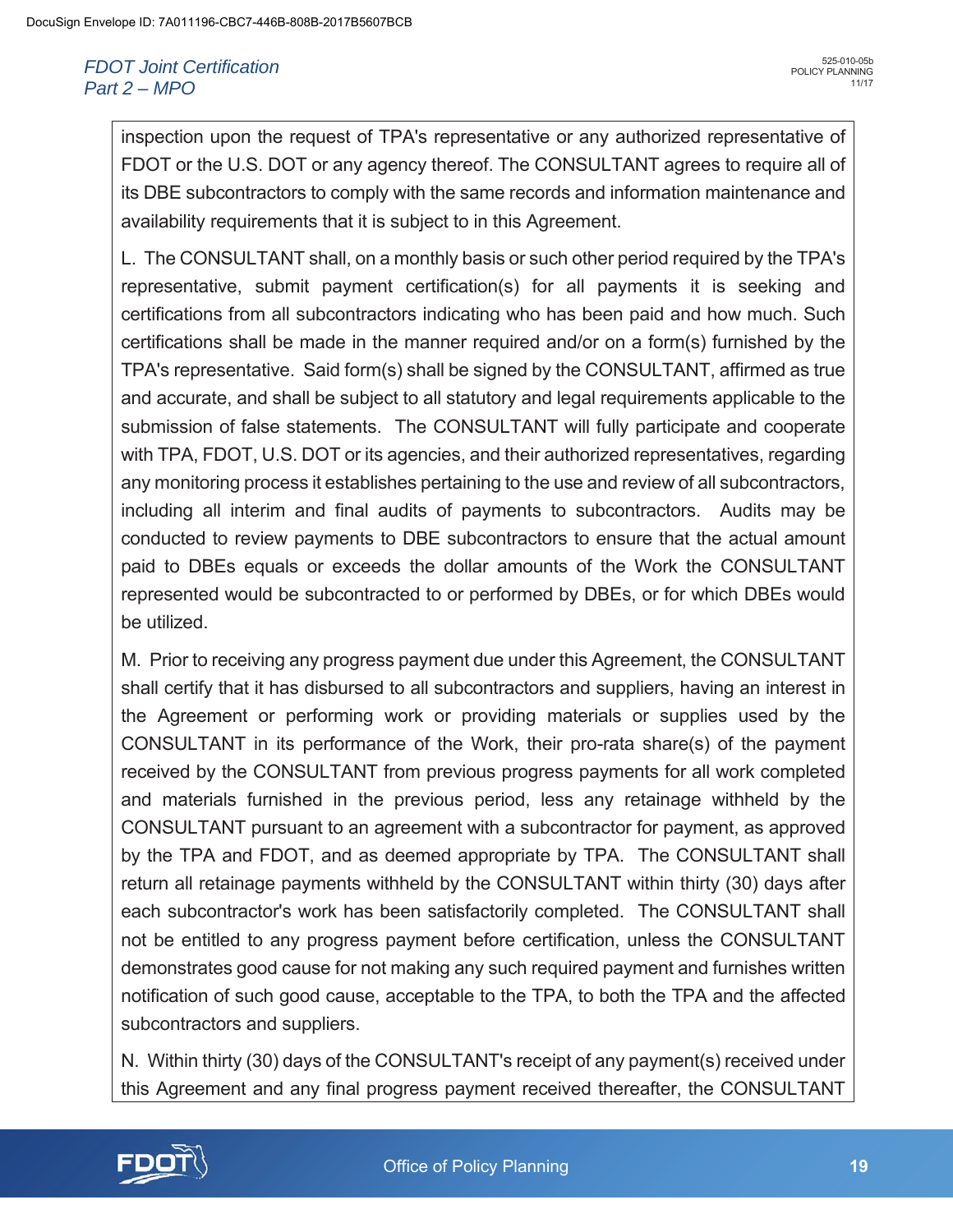inspection upon the request of TPA's representative or any authorized representative of FDOT or the U.S. DOT or any agency thereof. The CONSULTANT agrees to require all of its DBE subcontractors to comply with the same records and information maintenance and availability requirements that it is subject to in this Agreement.

L. The CONSULTANT shall, on a monthly basis or such other period required by the TPA's representative, submit payment certification(s) for all payments it is seeking and certifications from all subcontractors indicating who has been paid and how much. Such certifications shall be made in the manner required and/or on a form(s) furnished by the TPA's representative. Said form(s) shall be signed by the CONSULTANT, affirmed as true and accurate, and shall be subject to all statutory and legal requirements applicable to the submission of false statements. The CONSULTANT will fully participate and cooperate with TPA, FDOT, U.S. DOT or its agencies, and their authorized representatives, regarding any monitoring process it establishes pertaining to the use and review of all subcontractors, including all interim and final audits of payments to subcontractors. Audits may be conducted to review payments to DBE subcontractors to ensure that the actual amount paid to DBEs equals or exceeds the dollar amounts of the Work the CONSULTANT represented would be subcontracted to or performed by DBEs, or for which DBEs would be utilized.

M. Prior to receiving any progress payment due under this Agreement, the CONSULTANT shall certify that it has disbursed to all subcontractors and suppliers, having an interest in the Agreement or performing work or providing materials or supplies used by the CONSULTANT in its performance of the Work, their pro-rata share(s) of the payment received by the CONSULTANT from previous progress payments for all work completed and materials furnished in the previous period, less any retainage withheld by the CONSULTANT pursuant to an agreement with a subcontractor for payment, as approved by the TPA and FDOT, and as deemed appropriate by TPA. The CONSULTANT shall return all retainage payments withheld by the CONSULTANT within thirty (30) days after each subcontractor's work has been satisfactorily completed. The CONSULTANT shall not be entitled to any progress payment before certification, unless the CONSULTANT demonstrates good cause for not making any such required payment and furnishes written notification of such good cause, acceptable to the TPA, to both the TPA and the affected subcontractors and suppliers.

N. Within thirty (30) days of the CONSULTANT's receipt of any payment(s) received under this Agreement and any final progress payment received thereafter, the CONSULTANT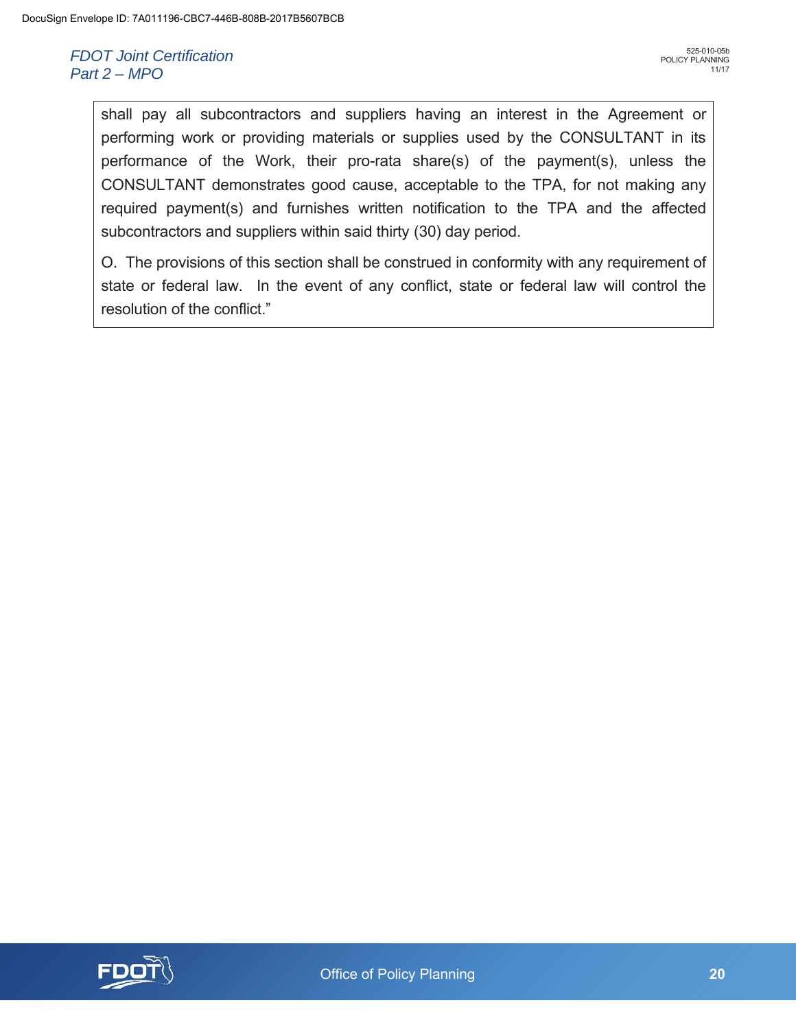shall pay all subcontractors and suppliers having an interest in the Agreement or performing work or providing materials or supplies used by the CONSULTANT in its performance of the Work, their pro-rata share(s) of the payment(s), unless the CONSULTANT demonstrates good cause, acceptable to the TPA, for not making any required payment(s) and furnishes written notification to the TPA and the affected subcontractors and suppliers within said thirty (30) day period.

O. The provisions of this section shall be construed in conformity with any requirement of state or federal law. In the event of any conflict, state or federal law will control the resolution of the conflict."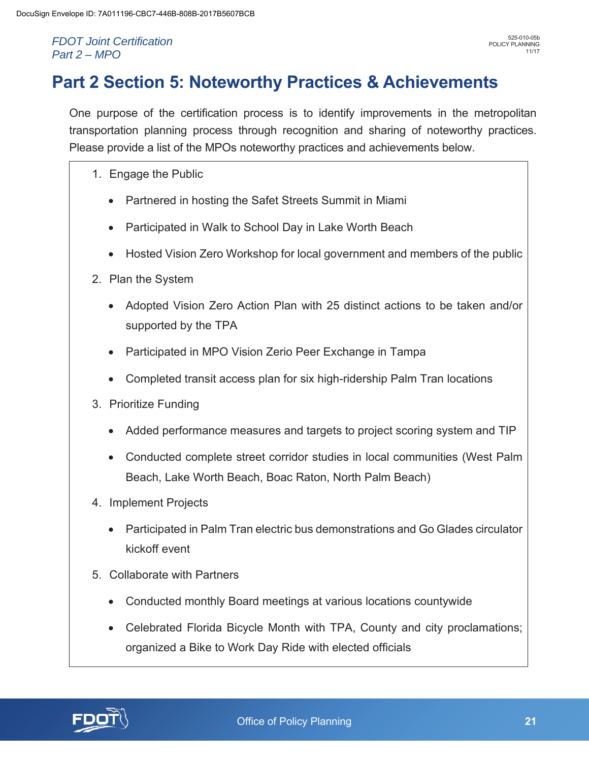# Part 2 Section 5: Noteworthy Practices & Achievements

One purpose of the certification process is to identify improvements in the metropolitan transportation planning process through recognition and sharing of noteworthy practices. Please provide a list of the MPOs noteworthy practices and achievements below.

1. Engage the Public
   - Partnered in hosting the Safet Streets Summit in Miami
   - Participated in Walk to School Day in Lake Worth Beach
   - Hosted Vision Zero Workshop for local government and members of the public
2. Plan the System
   - Adopted Vision Zero Action Plan with 25 distinct actions to be taken and/or supported by the TPA
   - Participated in MPO Vision Zerio Peer Exchange in Tampa
   - Completed transit access plan for six high-ridership Palm Tran locations
3. Prioritize Funding
   - Added performance measures and targets to project scoring system and TIP
   - Conducted complete street corridor studies in local communities (West Palm Beach, Lake Worth Beach, Boac Raton, North Palm Beach)
4. Implement Projects
   - Participated in Palm Tran electric bus demonstrations and Go Glades circulator kickoff event
5. Collaborate with Partners
   - Conducted monthly Board meetings at various locations countywide
   - Celebrated Florida Bicycle Month with TPA, County and city proclamations; organized a Bike to Work Day Ride with elected officials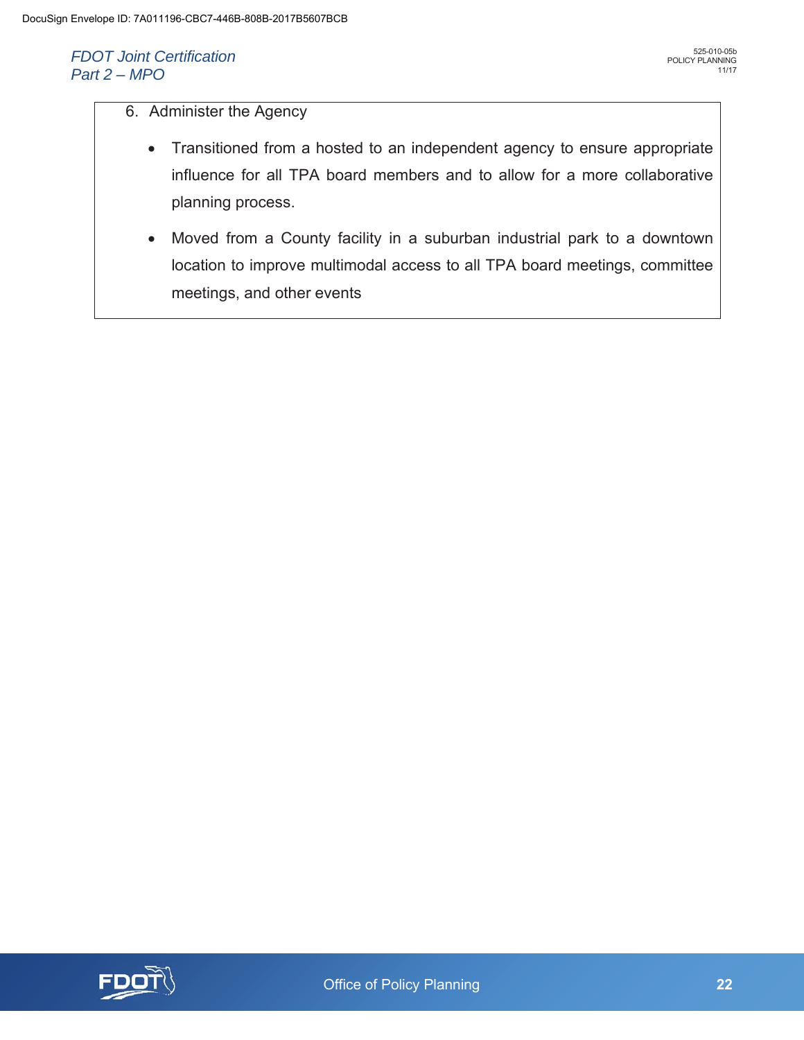6. Administer the Agency

    - Transitioned from a hosted to an independent agency to ensure appropriate influence for all TPA board members and to allow for a more collaborative planning process.
    - Moved from a County facility in a suburban industrial park to a downtown location to improve multimodal access to all TPA board meetings, committee meetings, and other events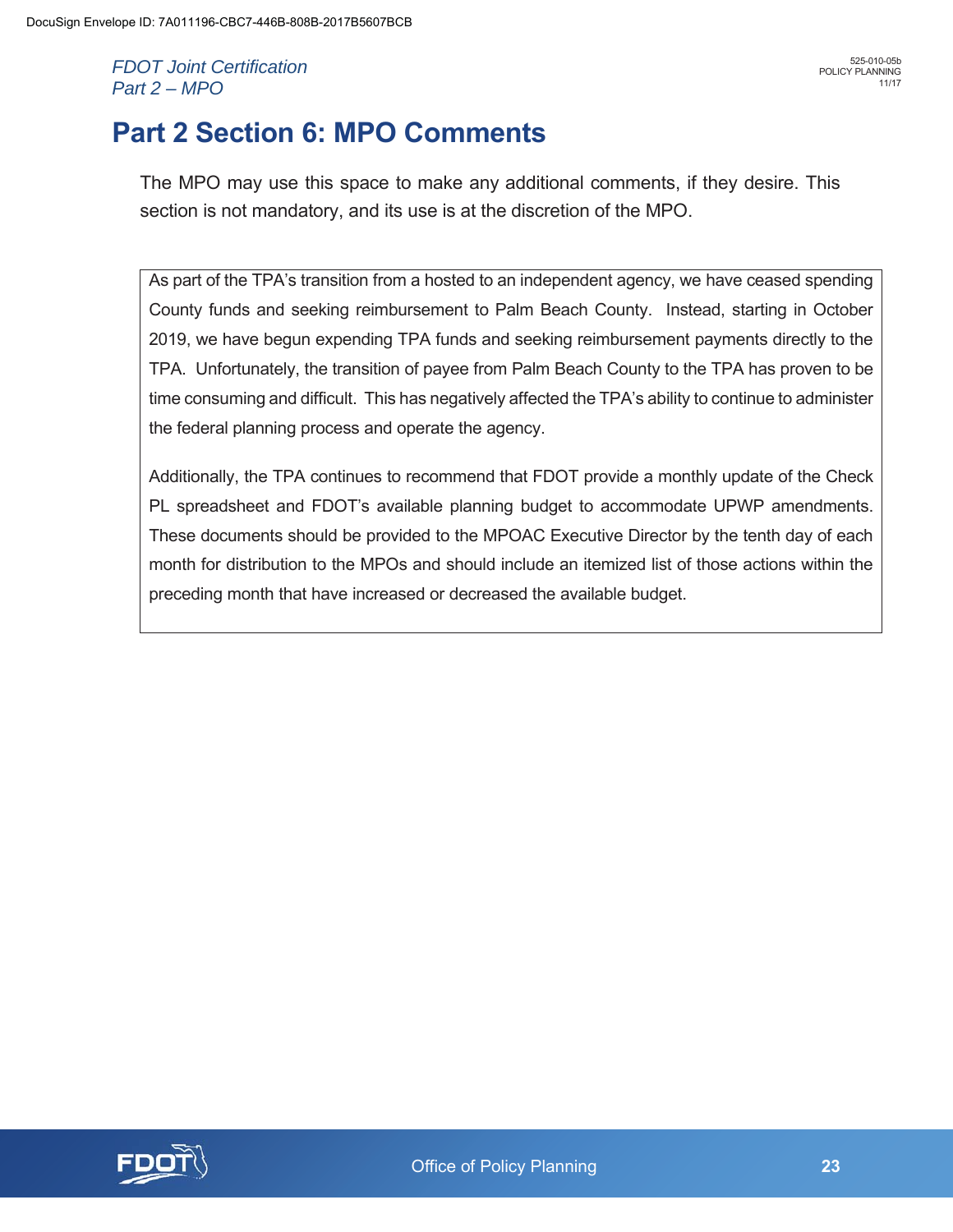# Part 2 Section 6: MPO Comments

The MPO may use this space to make any additional comments, if they desire. This section is not mandatory, and its use is at the discretion of the MPO.

As part of the TPA's transition from a hosted to an independent agency, we have ceased spending County funds and seeking reimbursement to Palm Beach County. Instead, starting in October 2019, we have begun expending TPA funds and seeking reimbursement payments directly to the TPA. Unfortunately, the transition of payee from Palm Beach County to the TPA has proven to be time consuming and difficult. This has negatively affected the TPA's ability to continue to administer the federal planning process and operate the agency.

Additionally, the TPA continues to recommend that FDOT provide a monthly update of the Check PL spreadsheet and FDOT's available planning budget to accommodate UPWP amendments. These documents should be provided to the MPOAC Executive Director by the tenth day of each month for distribution to the MPOs and should include an itemized list of those actions within the preceding month that have increased or decreased the available budget.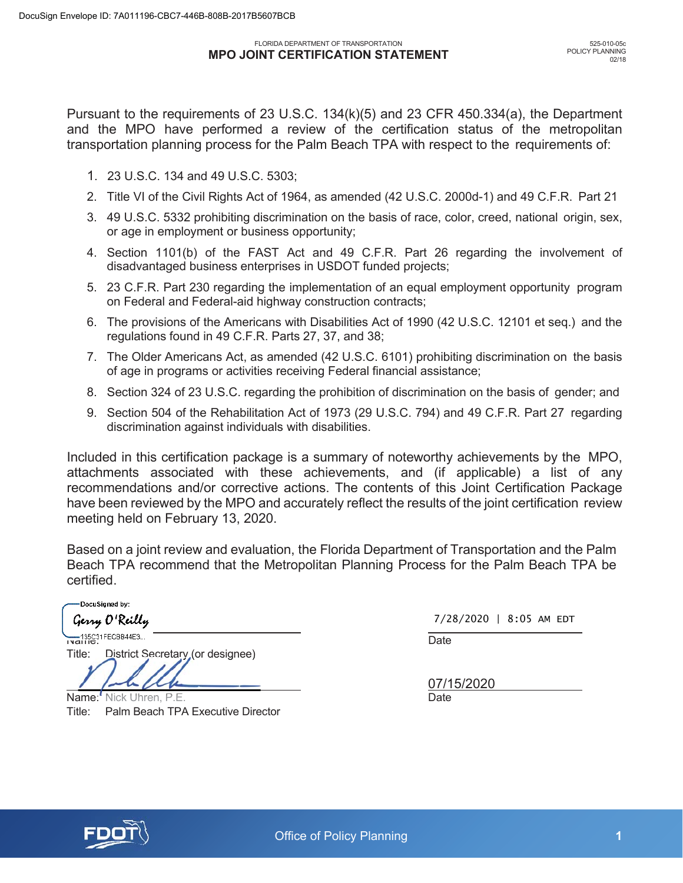DocuSign Envelope ID: 7A011196-CBC7-446B-808B-2017B5607BCB

FLORIDA DEPARTMENT OF TRANSPORTATION

# MPO JOINT CERTIFICATION STATEMENT

525-010-05c
POLICY PLANNING
02/18

Pursuant to the requirements of 23 U.S.C. 134(k)(5) and 23 CFR 450.334(a), the Department and the MPO have performed a review of the certification status of the metropolitan transportation planning process for the Palm Beach TPA with respect to the requirements of:

1. 23 U.S.C. 134 and 49 U.S.C. 5303;
2. Title VI of the Civil Rights Act of 1964, as amended (42 U.S.C. 2000d-1) and 49 C.F.R. Part 21
3. 49 U.S.C. 5332 prohibiting discrimination on the basis of race, color, creed, national origin, sex, or age in employment or business opportunity;
4. Section 1101(b) of the FAST Act and 49 C.F.R. Part 26 regarding the involvement of disadvantaged business enterprises in USDOT funded projects;
5. 23 C.F.R. Part 230 regarding the implementation of an equal employment opportunity program on Federal and Federal-aid highway construction contracts;
6. The provisions of the Americans with Disabilities Act of 1990 (42 U.S.C. 12101 et seq.) and the regulations found in 49 C.F.R. Parts 27, 37, and 38;
7. The Older Americans Act, as amended (42 U.S.C. 6101) prohibiting discrimination on the basis of age in programs or activities receiving Federal financial assistance;
8. Section 324 of 23 U.S.C. regarding the prohibition of discrimination on the basis of gender; and
9. Section 504 of the Rehabilitation Act of 1973 (29 U.S.C. 794) and 49 C.F.R. Part 27 regarding discrimination against individuals with disabilities.

Included in this certification package is a summary of noteworthy achievements by the MPO, attachments associated with these achievements, and (if applicable) a list of any recommendations and/or corrective actions. The contents of this Joint Certification Package have been reviewed by the MPO and accurately reflect the results of the joint certification review meeting held on February 13, 2020.

Based on a joint review and evaluation, the Florida Department of Transportation and the Palm Beach TPA recommend that the Metropolitan Planning Process for the Palm Beach TPA be certified.

DocuSigned by:
Gerry O'Reilly
135C31FECBB44E3...

Name:
Title: District Secretary (or designee)

Date: 7/28/2020 | 8:05 AM EDT

Name: Nick Uhren, P.E.
Title: Palm Beach TPA Executive Director

Date: 07/15/2020